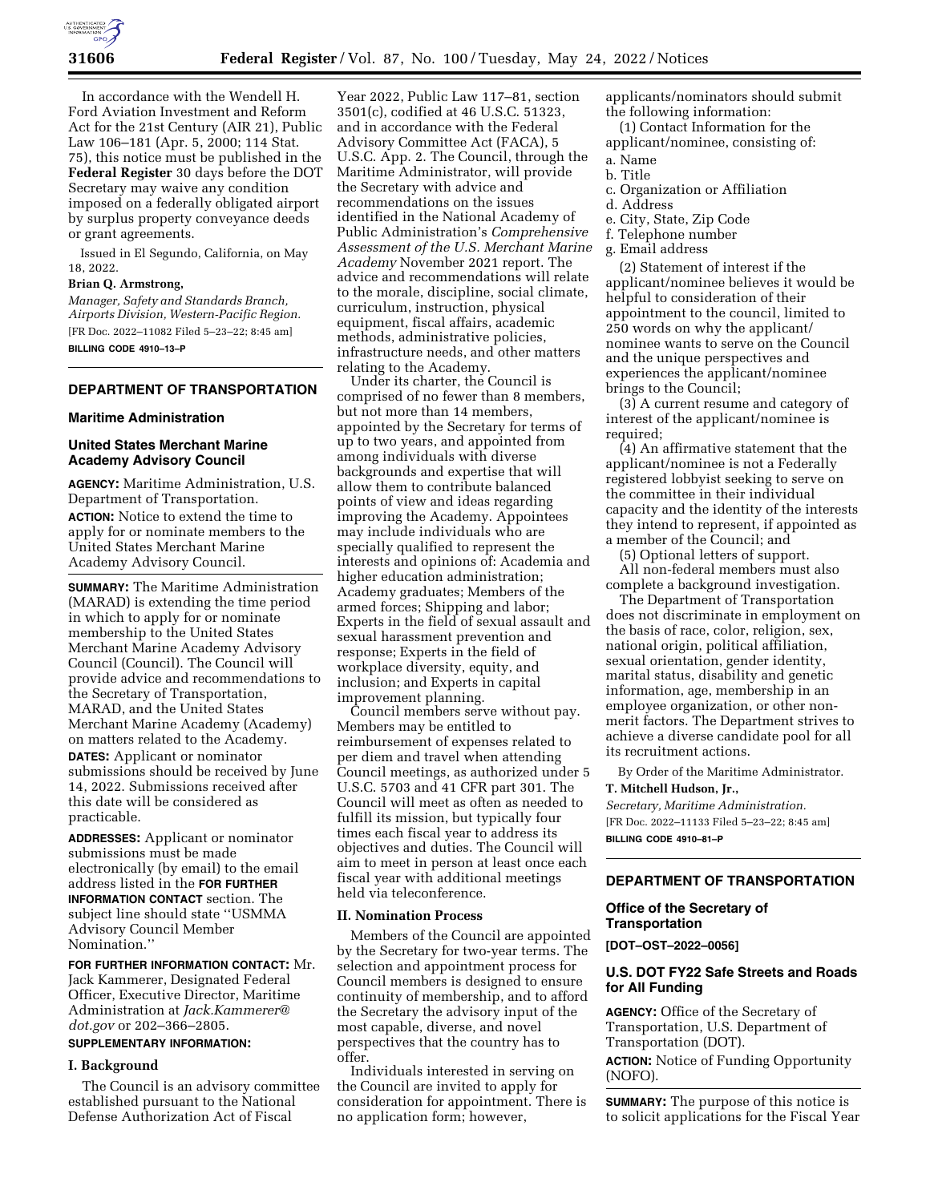In accordance with the Wendell H. Ford Aviation Investment and Reform Act for the 21st Century (AIR 21), Public Law 106–181 (Apr. 5, 2000; 114 Stat. 75), this notice must be published in the **Federal Register** 30 days before the DOT Secretary may waive any condition imposed on a federally obligated airport by surplus property conveyance deeds or grant agreements.

Issued in El Segundo, California, on May 18, 2022.

**Brian Q. Armstrong,**

*Manager, Safety and Standards Branch, Airports Division, Western-Pacific Region.*

[FR Doc. 2022–11082 Filed 5–23–22; 8:45 am]

**BILLING CODE 4910–13–P**

---

## DEPARTMENT OF TRANSPORTATION

### Maritime Administration

### United States Merchant Marine Academy Advisory Council

**AGENCY:** Maritime Administration, U.S. Department of Transportation.

**ACTION:** Notice to extend the time to apply for or nominate members to the United States Merchant Marine Academy Advisory Council.

**SUMMARY:** The Maritime Administration (MARAD) is extending the time period in which to apply for or nominate membership to the United States Merchant Marine Academy Advisory Council (Council). The Council will provide advice and recommendations to the Secretary of Transportation, MARAD, and the United States Merchant Marine Academy (Academy) on matters related to the Academy.

**DATES:** Applicant or nominator submissions should be received by June 14, 2022. Submissions received after this date will be considered as practicable.

**ADDRESSES:** Applicant or nominator submissions must be made electronically (by email) to the email address listed in the **FOR FURTHER INFORMATION CONTACT** section. The subject line should state ''USMMA Advisory Council Member Nomination.''

**FOR FURTHER INFORMATION CONTACT:** Mr. Jack Kammerer, Designated Federal Officer, Executive Director, Maritime Administration at *Jack.Kammerer@dot.gov* or 202–366–2805.

**SUPPLEMENTARY INFORMATION:**

#### I. Background

The Council is an advisory committee established pursuant to the National Defense Authorization Act of Fiscal Year 2022, Public Law 117–81, section 3501(c), codified at 46 U.S.C. 51323, and in accordance with the Federal Advisory Committee Act (FACA), 5 U.S.C. App. 2. The Council, through the Maritime Administrator, will provide the Secretary with advice and recommendations on the issues identified in the National Academy of Public Administration's *Comprehensive Assessment of the U.S. Merchant Marine Academy* November 2021 report. The advice and recommendations will relate to the morale, discipline, social climate, curriculum, instruction, physical equipment, fiscal affairs, academic methods, administrative policies, infrastructure needs, and other matters relating to the Academy.

Under its charter, the Council is comprised of no fewer than 8 members, but not more than 14 members, appointed by the Secretary for terms of up to two years, and appointed from among individuals with diverse backgrounds and expertise that will allow them to contribute balanced points of view and ideas regarding improving the Academy. Appointees may include individuals who are specially qualified to represent the interests and opinions of: Academia and higher education administration; Academy graduates; Members of the armed forces; Shipping and labor; Experts in the field of sexual assault and sexual harassment prevention and response; Experts in the field of workplace diversity, equity, and inclusion; and Experts in capital improvement planning.

Council members serve without pay. Members may be entitled to reimbursement of expenses related to per diem and travel when attending Council meetings, as authorized under 5 U.S.C. 5703 and 41 CFR part 301. The Council will meet as often as needed to fulfill its mission, but typically four times each fiscal year to address its objectives and duties. The Council will aim to meet in person at least once each fiscal year with additional meetings held via teleconference.

#### II. Nomination Process

Members of the Council are appointed by the Secretary for two-year terms. The selection and appointment process for Council members is designed to ensure continuity of membership, and to afford the Secretary the advisory input of the most capable, diverse, and novel perspectives that the country has to offer.

Individuals interested in serving on the Council are invited to apply for consideration for appointment. There is no application form; however, applicants/nominators should submit the following information:

(1) Contact Information for the applicant/nominee, consisting of:

a. Name
b. Title
c. Organization or Affiliation
d. Address
e. City, State, Zip Code
f. Telephone number
g. Email address

(2) Statement of interest if the applicant/nominee believes it would be helpful to consideration of their appointment to the council, limited to 250 words on why the applicant/nominee wants to serve on the Council and the unique perspectives and experiences the applicant/nominee brings to the Council;

(3) A current resume and category of interest of the applicant/nominee is required;

(4) An affirmative statement that the applicant/nominee is not a Federally registered lobbyist seeking to serve on the committee in their individual capacity and the identity of the interests they intend to represent, if appointed as a member of the Council; and

(5) Optional letters of support.

All non-federal members must also complete a background investigation.

The Department of Transportation does not discriminate in employment on the basis of race, color, religion, sex, national origin, political affiliation, sexual orientation, gender identity, marital status, disability and genetic information, age, membership in an employee organization, or other non-merit factors. The Department strives to achieve a diverse candidate pool for all its recruitment actions.

By Order of the Maritime Administrator.

**T. Mitchell Hudson, Jr.,**

*Secretary, Maritime Administration.*

[FR Doc. 2022–11133 Filed 5–23–22; 8:45 am]

**BILLING CODE 4910–81–P**

---

## DEPARTMENT OF TRANSPORTATION

### Office of the Secretary of Transportation

**[DOT–OST–2022–0056]**

### U.S. DOT FY22 Safe Streets and Roads for All Funding

**AGENCY:** Office of the Secretary of Transportation, U.S. Department of Transportation (DOT).

**ACTION:** Notice of Funding Opportunity (NOFO).

**SUMMARY:** The purpose of this notice is to solicit applications for the Fiscal Year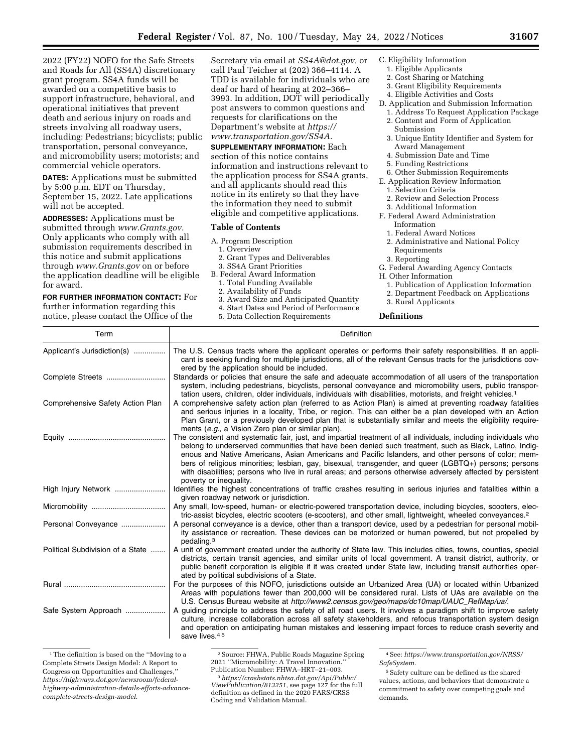2022 (FY22) NOFO for the Safe Streets and Roads for All (SS4A) discretionary grant program. SS4A funds will be awarded on a competitive basis to support infrastructure, behavioral, and operational initiatives that prevent death and serious injury on roads and streets involving all roadway users, including: Pedestrians; bicyclists; public transportation, personal conveyance, and micromobility users; motorists; and commercial vehicle operators.

**DATES:** Applications must be submitted by 5:00 p.m. EDT on Thursday, September 15, 2022. Late applications will not be accepted.

**ADDRESSES:** Applications must be submitted through *www.Grants.gov.* Only applicants who comply with all submission requirements described in this notice and submit applications through *www.Grants.gov* on or before the application deadline will be eligible for award.

**FOR FURTHER INFORMATION CONTACT:** For further information regarding this notice, please contact the Office of the Secretary via email at *SS4A@dot.gov,* or call Paul Teicher at (202) 366–4114. A TDD is available for individuals who are deaf or hard of hearing at 202–366–3993. In addition, DOT will periodically post answers to common questions and requests for clarifications on the Department's website at *https://www.transportation.gov/SS4A.*

**SUPPLEMENTARY INFORMATION:** Each section of this notice contains information and instructions relevant to the application process for SS4A grants, and all applicants should read this notice in its entirety so that they have the information they need to submit eligible and competitive applications.

## Table of Contents

A. Program Description
  1. Overview
  2. Grant Types and Deliverables
  3. SS4A Grant Priorities
B. Federal Award Information
  1. Total Funding Available
  2. Availability of Funds
  3. Award Size and Anticipated Quantity
  4. Start Dates and Period of Performance
  5. Data Collection Requirements
C. Eligibility Information
  1. Eligible Applicants
  2. Cost Sharing or Matching
  3. Grant Eligibility Requirements
  4. Eligible Activities and Costs
D. Application and Submission Information
  1. Address To Request Application Package
  2. Content and Form of Application Submission
  3. Unique Entity Identifier and System for Award Management
  4. Submission Date and Time
  5. Funding Restrictions
  6. Other Submission Requirements
E. Application Review Information
  1. Selection Criteria
  2. Review and Selection Process
  3. Additional Information
F. Federal Award Administration Information
  1. Federal Award Notices
  2. Administrative and National Policy Requirements
  3. Reporting
G. Federal Awarding Agency Contacts
H. Other Information
  1. Publication of Application Information
  2. Department Feedback on Applications
  3. Rural Applicants

## Definitions

| Term | Definition |
| --- | --- |
| Applicant's Jurisdiction(s) | The U.S. Census tracts where the applicant operates or performs their safety responsibilities. If an applicant is seeking funding for multiple jurisdictions, all of the relevant Census tracts for the jurisdictions covered by the application should be included. |
| Complete Streets | Standards or policies that ensure the safe and adequate accommodation of all users of the transportation system, including pedestrians, bicyclists, personal conveyance and micromobility users, public transportation users, children, older individuals, individuals with disabilities, motorists, and freight vehicles.[1] |
| Comprehensive Safety Action Plan | A comprehensive safety action plan (referred to as Action Plan) is aimed at preventing roadway fatalities and serious injuries in a locality, Tribe, or region. This can either be a plan developed with an Action Plan Grant, or a previously developed plan that is substantially similar and meets the eligibility requirements (*e.g.*, a Vision Zero plan or similar plan). |
| Equity | The consistent and systematic fair, just, and impartial treatment of all individuals, including individuals who belong to underserved communities that have been denied such treatment, such as Black, Latino, Indigenous and Native Americans, Asian Americans and Pacific Islanders, and other persons of color; members of religious minorities; lesbian, gay, bisexual, transgender, and queer (LGBTQ+) persons; persons with disabilities; persons who live in rural areas; and persons otherwise adversely affected by persistent poverty or inequality. |
| High Injury Network | Identifies the highest concentrations of traffic crashes resulting in serious injuries and fatalities within a given roadway network or jurisdiction. |
| Micromobility | Any small, low-speed, human- or electric-powered transportation device, including bicycles, scooters, electric-assist bicycles, electric scooters (e-scooters), and other small, lightweight, wheeled conveyances.[2] |
| Personal Conveyance | A personal conveyance is a device, other than a transport device, used by a pedestrian for personal mobility assistance or recreation. These devices can be motorized or human powered, but not propelled by pedaling.[3] |
| Political Subdivision of a State | A unit of government created under the authority of State law. This includes cities, towns, counties, special districts, certain transit agencies, and similar units of local government. A transit district, authority, or public benefit corporation is eligible if it was created under State law, including transit authorities operated by political subdivisions of a State. |
| Rural | For the purposes of this NOFO, jurisdictions outside an Urbanized Area (UA) or located within Urbanized Areas with populations fewer than 200,000 will be considered rural. Lists of UAs are available on the U.S. Census Bureau website at *http://www2.census.gov/geo/maps/dc10map/UAUC_RefMap/ua/.* |
| Safe System Approach | A guiding principle to address the safety of all road users. It involves a paradigm shift to improve safety culture, increase collaboration across all safety stakeholders, and refocus transportation system design and operation on anticipating human mistakes and lessening impact forces to reduce crash severity and save lives.[4] [5] |

[1] The definition is based on the "Moving to a Complete Streets Design Model: A Report to Congress on Opportunities and Challenges," *https://highways.dot.gov/newsroom/federal-highway-administration-details-efforts-advance-complete-streets-design-model.*

[2] Source: FHWA, Public Roads Magazine Spring 2021 "Micromobility: A Travel Innovation." Publication Number: FHWA–HRT–21–003.

[3] *https://crashstats.nhtsa.dot.gov/Api/Public/ViewPublication/813251,* see page 127 for the full definition as defined in the 2020 FARS/CRSS Coding and Validation Manual.

[4] See: *https://www.transportation.gov/NRSS/SafeSystem.*

[5] Safety culture can be defined as the shared values, actions, and behaviors that demonstrate a commitment to safety over competing goals and demands.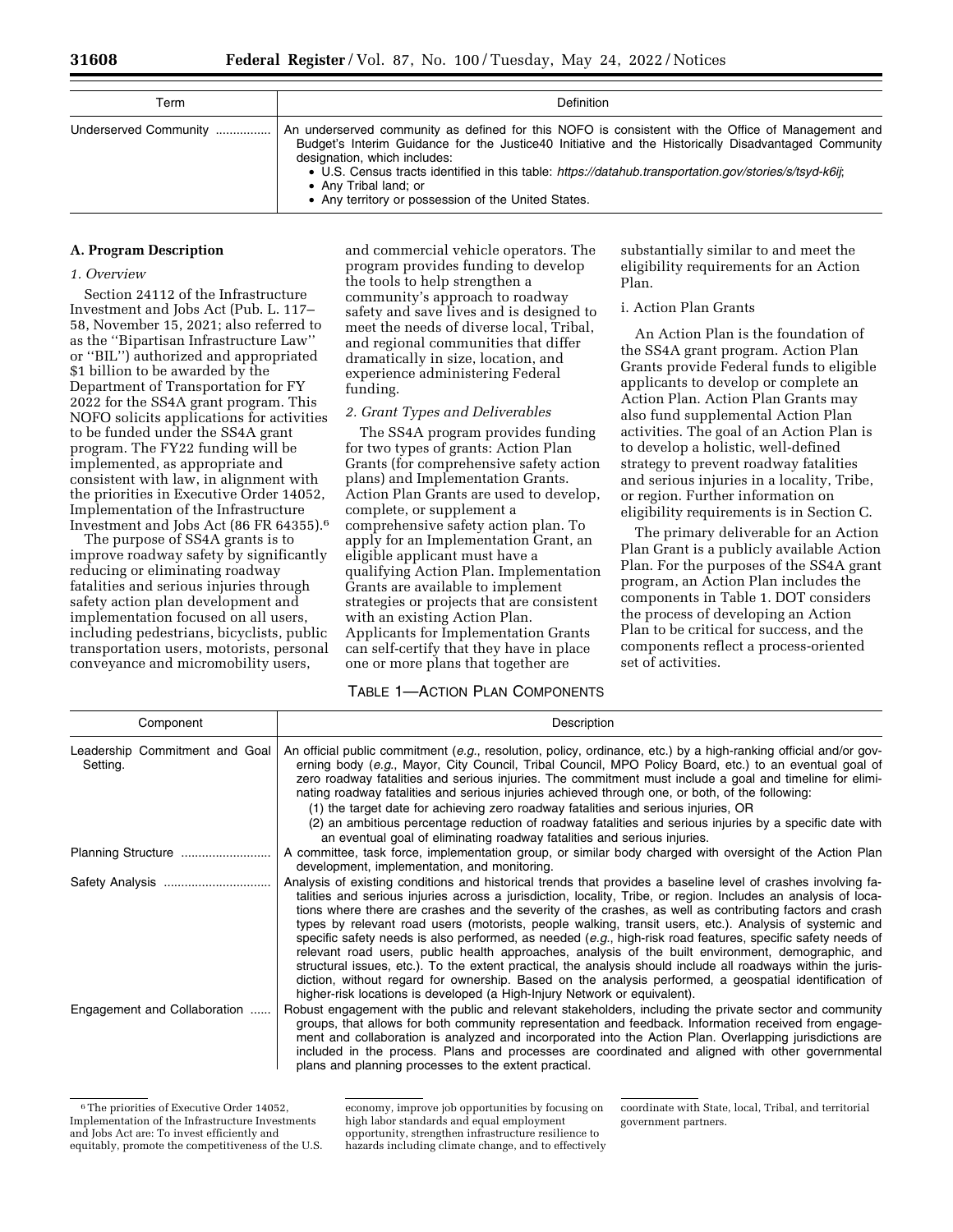| Term | Definition |
|---|---|
| Underserved Community | An underserved community as defined for this NOFO is consistent with the Office of Management and Budget's Interim Guidance for the Justice40 Initiative and the Historically Disadvantaged Community designation, which includes:<br>• U.S. Census tracts identified in this table: *https://datahub.transportation.gov/stories/s/tsyd-k6ij*;<br>• Any Tribal land; or<br>• Any territory or possession of the United States. |

## A. Program Description

### *1. Overview*

Section 24112 of the Infrastructure Investment and Jobs Act (Pub. L. 117–58, November 15, 2021; also referred to as the ''Bipartisan Infrastructure Law'' or ''BIL'') authorized and appropriated $1 billion to be awarded by the Department of Transportation for FY 2022 for the SS4A grant program. This NOFO solicits applications for activities to be funded under the SS4A grant program. The FY22 funding will be implemented, as appropriate and consistent with law, in alignment with the priorities in Executive Order 14052, Implementation of the Infrastructure Investment and Jobs Act (86 FR 64355).[6]

The purpose of SS4A grants is to improve roadway safety by significantly reducing or eliminating roadway fatalities and serious injuries through safety action plan development and implementation focused on all users, including pedestrians, bicyclists, public transportation users, motorists, personal conveyance and micromobility users, and commercial vehicle operators. The program provides funding to develop the tools to help strengthen a community's approach to roadway safety and save lives and is designed to meet the needs of diverse local, Tribal, and regional communities that differ dramatically in size, location, and experience administering Federal funding.

### *2. Grant Types and Deliverables*

The SS4A program provides funding for two types of grants: Action Plan Grants (for comprehensive safety action plans) and Implementation Grants. Action Plan Grants are used to develop, complete, or supplement a comprehensive safety action plan. To apply for an Implementation Grant, an eligible applicant must have a qualifying Action Plan. Implementation Grants are available to implement strategies or projects that are consistent with an existing Action Plan. Applicants for Implementation Grants can self-certify that they have in place one or more plans that together are substantially similar to and meet the eligibility requirements for an Action Plan.

#### i. Action Plan Grants

An Action Plan is the foundation of the SS4A grant program. Action Plan Grants provide Federal funds to eligible applicants to develop or complete an Action Plan. Action Plan Grants may also fund supplemental Action Plan activities. The goal of an Action Plan is to develop a holistic, well-defined strategy to prevent roadway fatalities and serious injuries in a locality, Tribe, or region. Further information on eligibility requirements is in Section C.

The primary deliverable for an Action Plan Grant is a publicly available Action Plan. For the purposes of the SS4A grant program, an Action Plan includes the components in Table 1. DOT considers the process of developing an Action Plan to be critical for success, and the components reflect a process-oriented set of activities.

TABLE 1—ACTION PLAN COMPONENTS

| Component | Description |
|---|---|
| Leadership Commitment and Goal Setting. | An official public commitment (*e.g.*, resolution, policy, ordinance, etc.) by a high-ranking official and/or governing body (*e.g.*, Mayor, City Council, Tribal Council, MPO Policy Board, etc.) to an eventual goal of zero roadway fatalities and serious injuries. The commitment must include a goal and timeline for eliminating roadway fatalities and serious injuries achieved through one, or both, of the following:<br>(1) the target date for achieving zero roadway fatalities and serious injuries, OR<br>(2) an ambitious percentage reduction of roadway fatalities and serious injuries by a specific date with an eventual goal of eliminating roadway fatalities and serious injuries. |
| Planning Structure | A committee, task force, implementation group, or similar body charged with oversight of the Action Plan development, implementation, and monitoring. |
| Safety Analysis | Analysis of existing conditions and historical trends that provides a baseline level of crashes involving fatalities and serious injuries across a jurisdiction, locality, Tribe, or region. Includes an analysis of locations where there are crashes and the severity of the crashes, as well as contributing factors and crash types by relevant road users (motorists, people walking, transit users, etc.). Analysis of systemic and specific safety needs is also performed, as needed (*e.g.*, high-risk road features, specific safety needs of relevant road users, public health approaches, analysis of the built environment, demographic, and structural issues, etc.). To the extent practical, the analysis should include all roadways within the jurisdiction, without regard for ownership. Based on the analysis performed, a geospatial identification of higher-risk locations is developed (a High-Injury Network or equivalent). |
| Engagement and Collaboration | Robust engagement with the public and relevant stakeholders, including the private sector and community groups, that allows for both community representation and feedback. Information received from engagement and collaboration is analyzed and incorporated into the Action Plan. Overlapping jurisdictions are included in the process. Plans and processes are coordinated and aligned with other governmental plans and planning processes to the extent practical. |

[6] The priorities of Executive Order 14052, Implementation of the Infrastructure Investments and Jobs Act are: To invest efficiently and equitably, promote the competitiveness of the U.S. economy, improve job opportunities by focusing on high labor standards and equal employment opportunity, strengthen infrastructure resilience to hazards including climate change, and to effectively coordinate with State, local, Tribal, and territorial government partners.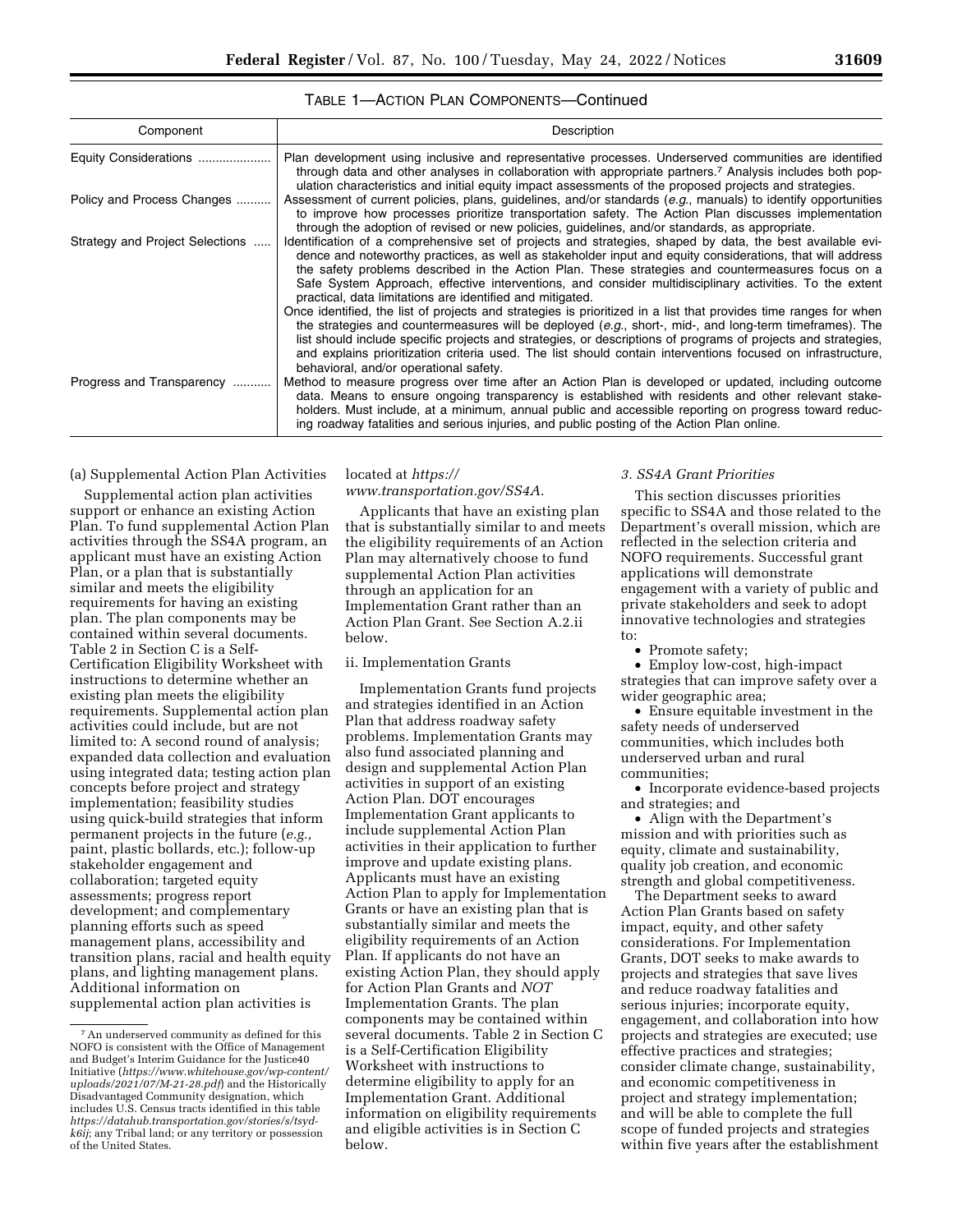TABLE 1—ACTION PLAN COMPONENTS—Continued

| Component | Description |
|---|---|
| Equity Considerations | Plan development using inclusive and representative processes. Underserved communities are identified through data and other analyses in collaboration with appropriate partners.[7] Analysis includes both population characteristics and initial equity impact assessments of the proposed projects and strategies. |
| Policy and Process Changes | Assessment of current policies, plans, guidelines, and/or standards (*e.g.*, manuals) to identify opportunities to improve how processes prioritize transportation safety. The Action Plan discusses implementation through the adoption of revised or new policies, guidelines, and/or standards, as appropriate. |
| Strategy and Project Selections | Identification of a comprehensive set of projects and strategies, shaped by data, the best available evidence and noteworthy practices, as well as stakeholder input and equity considerations, that will address the safety problems described in the Action Plan. These strategies and countermeasures focus on a Safe System Approach, effective interventions, and consider multidisciplinary activities. To the extent practical, data limitations are identified and mitigated.<br>Once identified, the list of projects and strategies is prioritized in a list that provides time ranges for when the strategies and countermeasures will be deployed (*e.g.*, short-, mid-, and long-term timeframes). The list should include specific projects and strategies, or descriptions of programs of projects and strategies, and explains prioritization criteria used. The list should contain interventions focused on infrastructure, behavioral, and/or operational safety. |
| Progress and Transparency | Method to measure progress over time after an Action Plan is developed or updated, including outcome data. Means to ensure ongoing transparency is established with residents and other relevant stakeholders. Must include, at a minimum, annual public and accessible reporting on progress toward reducing roadway fatalities and serious injuries, and public posting of the Action Plan online. |

(a) Supplemental Action Plan Activities

Supplemental action plan activities support or enhance an existing Action Plan. To fund supplemental Action Plan activities through the SS4A program, an applicant must have an existing Action Plan, or a plan that is substantially similar and meets the eligibility requirements for having an existing plan. The plan components may be contained within several documents. Table 2 in Section C is a Self-Certification Eligibility Worksheet with instructions to determine whether an existing plan meets the eligibility requirements. Supplemental action plan activities could include, but are not limited to: A second round of analysis; expanded data collection and evaluation using integrated data; testing action plan concepts before project and strategy implementation; feasibility studies using quick-build strategies that inform permanent projects in the future (*e.g.,* paint, plastic bollards, etc.); follow-up stakeholder engagement and collaboration; targeted equity assessments; progress report development; and complementary planning efforts such as speed management plans, accessibility and transition plans, racial and health equity plans, and lighting management plans. Additional information on supplemental action plan activities is located at *https://www.transportation.gov/SS4A.*

Applicants that have an existing plan that is substantially similar to and meets the eligibility requirements of an Action Plan may alternatively choose to fund supplemental Action Plan activities through an application for an Implementation Grant rather than an Action Plan Grant. See Section A.2.ii below.

ii. Implementation Grants

Implementation Grants fund projects and strategies identified in an Action Plan that address roadway safety problems. Implementation Grants may also fund associated planning and design and supplemental Action Plan activities in support of an existing Action Plan. DOT encourages Implementation Grant applicants to include supplemental Action Plan activities in their application to further improve and update existing plans. Applicants must have an existing Action Plan to apply for Implementation Grants or have an existing plan that is substantially similar and meets the eligibility requirements of an Action Plan. If applicants do not have an existing Action Plan, they should apply for Action Plan Grants and *NOT* Implementation Grants. The plan components may be contained within several documents. Table 2 in Section C is a Self-Certification Eligibility Worksheet with instructions to determine eligibility to apply for an Implementation Grant. Additional information on eligibility requirements and eligible activities is in Section C below.

*3. SS4A Grant Priorities*

This section discusses priorities specific to SS4A and those related to the Department's overall mission, which are reflected in the selection criteria and NOFO requirements. Successful grant applications will demonstrate engagement with a variety of public and private stakeholders and seek to adopt innovative technologies and strategies to:

- Promote safety;
- Employ low-cost, high-impact strategies that can improve safety over a wider geographic area;
- Ensure equitable investment in the safety needs of underserved communities, which includes both underserved urban and rural communities;
- Incorporate evidence-based projects and strategies; and
- Align with the Department's mission and with priorities such as equity, climate and sustainability, quality job creation, and economic strength and global competitiveness.

The Department seeks to award Action Plan Grants based on safety impact, equity, and other safety considerations. For Implementation Grants, DOT seeks to make awards to projects and strategies that save lives and reduce roadway fatalities and serious injuries; incorporate equity, engagement, and collaboration into how projects and strategies are executed; use effective practices and strategies; consider climate change, sustainability, and economic competitiveness in project and strategy implementation; and will be able to complete the full scope of funded projects and strategies within five years after the establishment

[7] An underserved community as defined for this NOFO is consistent with the Office of Management and Budget's Interim Guidance for the Justice40 Initiative (*https://www.whitehouse.gov/wp-content/uploads/2021/07/M-21-28.pdf*) and the Historically Disadvantaged Community designation, which includes U.S. Census tracts identified in this table *https://datahub.transportation.gov/stories/s/tsyd-k6ij*; any Tribal land; or any territory or possession of the United States.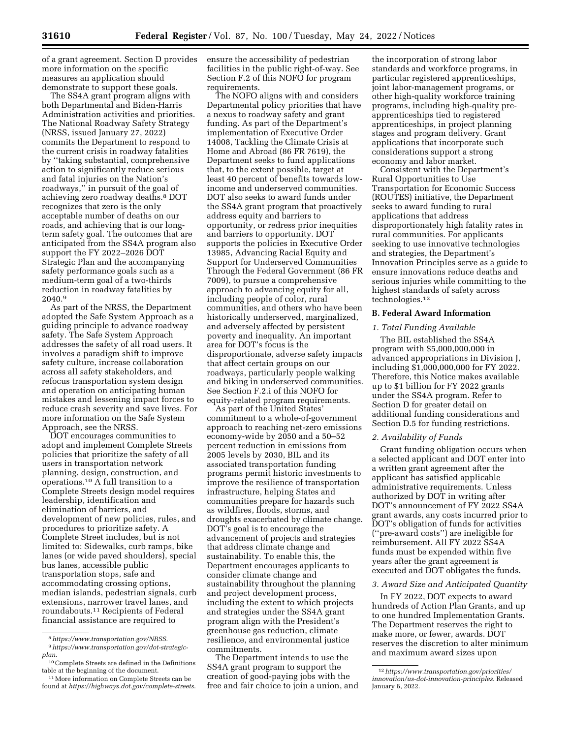of a grant agreement. Section D provides more information on the specific measures an application should demonstrate to support these goals.

The SS4A grant program aligns with both Departmental and Biden-Harris Administration activities and priorities. The National Roadway Safety Strategy (NRSS, issued January 27, 2022) commits the Department to respond to the current crisis in roadway fatalities by "taking substantial, comprehensive action to significantly reduce serious and fatal injuries on the Nation's roadways," in pursuit of the goal of achieving zero roadway deaths.[8] DOT recognizes that zero is the only acceptable number of deaths on our roads, and achieving that is our long-term safety goal. The outcomes that are anticipated from the SS4A program also support the FY 2022–2026 DOT Strategic Plan and the accompanying safety performance goals such as a medium-term goal of a two-thirds reduction in roadway fatalities by 2040.[9]

As part of the NRSS, the Department adopted the Safe System Approach as a guiding principle to advance roadway safety. The Safe System Approach addresses the safety of all road users. It involves a paradigm shift to improve safety culture, increase collaboration across all safety stakeholders, and refocus transportation system design and operation on anticipating human mistakes and lessening impact forces to reduce crash severity and save lives. For more information on the Safe System Approach, see the NRSS.

DOT encourages communities to adopt and implement Complete Streets policies that prioritize the safety of all users in transportation network planning, design, construction, and operations.[10] A full transition to a Complete Streets design model requires leadership, identification and elimination of barriers, and development of new policies, rules, and procedures to prioritize safety. A Complete Street includes, but is not limited to: Sidewalks, curb ramps, bike lanes (or wide paved shoulders), special bus lanes, accessible public transportation stops, safe and accommodating crossing options, median islands, pedestrian signals, curb extensions, narrower travel lanes, and roundabouts.[11] Recipients of Federal financial assistance are required to ensure the accessibility of pedestrian facilities in the public right-of-way. See Section F.2 of this NOFO for program requirements.

The NOFO aligns with and considers Departmental policy priorities that have a nexus to roadway safety and grant funding. As part of the Department's implementation of Executive Order 14008, Tackling the Climate Crisis at Home and Abroad (86 FR 7619), the Department seeks to fund applications that, to the extent possible, target at least 40 percent of benefits towards low-income and underserved communities. DOT also seeks to award funds under the SS4A grant program that proactively address equity and barriers to opportunity, or redress prior inequities and barriers to opportunity. DOT supports the policies in Executive Order 13985, Advancing Racial Equity and Support for Underserved Communities Through the Federal Government (86 FR 7009), to pursue a comprehensive approach to advancing equity for all, including people of color, rural communities, and others who have been historically underserved, marginalized, and adversely affected by persistent poverty and inequality. An important area for DOT's focus is the disproportionate, adverse safety impacts that affect certain groups on our roadways, particularly people walking and biking in underserved communities. See Section F.2.i of this NOFO for equity-related program requirements.

As part of the United States' commitment to a whole-of-government approach to reaching net-zero emissions economy-wide by 2050 and a 50–52 percent reduction in emissions from 2005 levels by 2030, BIL and its associated transportation funding programs permit historic investments to improve the resilience of transportation infrastructure, helping States and communities prepare for hazards such as wildfires, floods, storms, and droughts exacerbated by climate change. DOT's goal is to encourage the advancement of projects and strategies that address climate change and sustainability. To enable this, the Department encourages applicants to consider climate change and sustainability throughout the planning and project development process, including the extent to which projects and strategies under the SS4A grant program align with the President's greenhouse gas reduction, climate resilience, and environmental justice commitments.

The Department intends to use the SS4A grant program to support the creation of good-paying jobs with the free and fair choice to join a union, and the incorporation of strong labor standards and workforce programs, in particular registered apprenticeships, joint labor-management programs, or other high-quality workforce training programs, including high-quality pre-apprenticeships tied to registered apprenticeships, in project planning stages and program delivery. Grant applications that incorporate such considerations support a strong economy and labor market.

Consistent with the Department's Rural Opportunities to Use Transportation for Economic Success (ROUTES) initiative, the Department seeks to award funding to rural applications that address disproportionately high fatality rates in rural communities. For applicants seeking to use innovative technologies and strategies, the Department's Innovation Principles serve as a guide to ensure innovations reduce deaths and serious injuries while committing to the highest standards of safety across technologies.[12]

## B. Federal Award Information

### 1. Total Funding Available

The BIL established the SS4A program with $5,000,000,000 in advanced appropriations in Division J, including $1,000,000,000 for FY 2022. Therefore, this Notice makes available up to $1 billion for FY 2022 grants under the SS4A program. Refer to Section D for greater detail on additional funding considerations and Section D.5 for funding restrictions.

### 2. Availability of Funds

Grant funding obligation occurs when a selected applicant and DOT enter into a written grant agreement after the applicant has satisfied applicable administrative requirements. Unless authorized by DOT in writing after DOT's announcement of FY 2022 SS4A grant awards, any costs incurred prior to DOT's obligation of funds for activities ("pre-award costs") are ineligible for reimbursement. All FY 2022 SS4A funds must be expended within five years after the grant agreement is executed and DOT obligates the funds.

### 3. Award Size and Anticipated Quantity

In FY 2022, DOT expects to award hundreds of Action Plan Grants, and up to one hundred Implementation Grants. The Department reserves the right to make more, or fewer, awards. DOT reserves the discretion to alter minimum and maximum award sizes upon

---

[8] *https://www.transportation.gov/NRSS.*

[9] *https://www.transportation.gov/dot-strategic-plan.*

[10] Complete Streets are defined in the Definitions table at the beginning of the document.

[11] More information on Complete Streets can be found at *https://highways.dot.gov/complete-streets.*

[12] *https://www.transportation.gov/priorities/innovation/us-dot-innovation-principles.* Released January 6, 2022.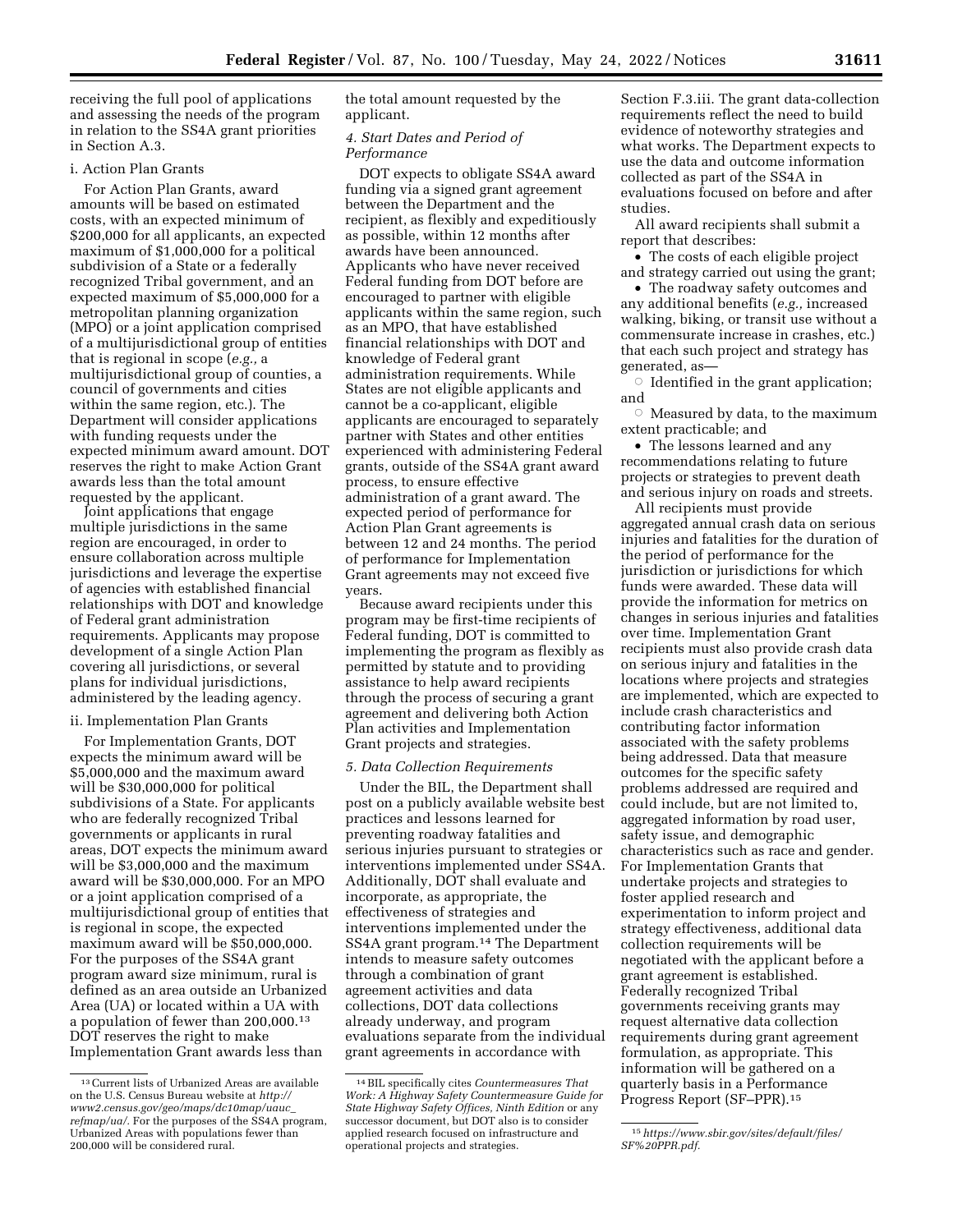receiving the full pool of applications and assessing the needs of the program in relation to the SS4A grant priorities in Section A.3.

i. Action Plan Grants

For Action Plan Grants, award amounts will be based on estimated costs, with an expected minimum of $200,000 for all applicants, an expected maximum of $1,000,000 for a political subdivision of a State or a federally recognized Tribal government, and an expected maximum of $5,000,000 for a metropolitan planning organization (MPO) or a joint application comprised of a multijurisdictional group of entities that is regional in scope (*e.g.,* a multijurisdictional group of counties, a council of governments and cities within the same region, etc.). The Department will consider applications with funding requests under the expected minimum award amount. DOT reserves the right to make Action Grant awards less than the total amount requested by the applicant.

Joint applications that engage multiple jurisdictions in the same region are encouraged, in order to ensure collaboration across multiple jurisdictions and leverage the expertise of agencies with established financial relationships with DOT and knowledge of Federal grant administration requirements. Applicants may propose development of a single Action Plan covering all jurisdictions, or several plans for individual jurisdictions, administered by the leading agency.

ii. Implementation Plan Grants

For Implementation Grants, DOT expects the minimum award will be $5,000,000 and the maximum award will be $30,000,000 for political subdivisions of a State. For applicants who are federally recognized Tribal governments or applicants in rural areas, DOT expects the minimum award will be $3,000,000 and the maximum award will be $30,000,000. For an MPO or a joint application comprised of a multijurisdictional group of entities that is regional in scope, the expected maximum award will be $50,000,000. For the purposes of the SS4A grant program award size minimum, rural is defined as an area outside an Urbanized Area (UA) or located within a UA with a population of fewer than 200,000.[13] DOT reserves the right to make Implementation Grant awards less than the total amount requested by the applicant.

*4. Start Dates and Period of Performance*

DOT expects to obligate SS4A award funding via a signed grant agreement between the Department and the recipient, as flexibly and expeditiously as possible, within 12 months after awards have been announced. Applicants who have never received Federal funding from DOT before are encouraged to partner with eligible applicants within the same region, such as an MPO, that have established financial relationships with DOT and knowledge of Federal grant administration requirements. While States are not eligible applicants and cannot be a co-applicant, eligible applicants are encouraged to separately partner with States and other entities experienced with administering Federal grants, outside of the SS4A grant award process, to ensure effective administration of a grant award. The expected period of performance for Action Plan Grant agreements is between 12 and 24 months. The period of performance for Implementation Grant agreements may not exceed five years.

Because award recipients under this program may be first-time recipients of Federal funding, DOT is committed to implementing the program as flexibly as permitted by statute and to providing assistance to help award recipients through the process of securing a grant agreement and delivering both Action Plan activities and Implementation Grant projects and strategies.

*5. Data Collection Requirements*

Under the BIL, the Department shall post on a publicly available website best practices and lessons learned for preventing roadway fatalities and serious injuries pursuant to strategies or interventions implemented under SS4A. Additionally, DOT shall evaluate and incorporate, as appropriate, the effectiveness of strategies and interventions implemented under the SS4A grant program.[14] The Department intends to measure safety outcomes through a combination of grant agreement activities and data collections, DOT data collections already underway, and program evaluations separate from the individual grant agreements in accordance with Section F.3.iii. The grant data-collection requirements reflect the need to build evidence of noteworthy strategies and what works. The Department expects to use the data and outcome information collected as part of the SS4A in evaluations focused on before and after studies.

All award recipients shall submit a report that describes:

- The costs of each eligible project and strategy carried out using the grant;
- The roadway safety outcomes and any additional benefits (*e.g.,* increased walking, biking, or transit use without a commensurate increase in crashes, etc.) that each such project and strategy has generated, as—
  - Identified in the grant application; and
  - Measured by data, to the maximum extent practicable; and
- The lessons learned and any recommendations relating to future projects or strategies to prevent death and serious injury on roads and streets.

All recipients must provide aggregated annual crash data on serious injuries and fatalities for the duration of the period of performance for the jurisdiction or jurisdictions for which funds were awarded. These data will provide the information for metrics on changes in serious injuries and fatalities over time. Implementation Grant recipients must also provide crash data on serious injury and fatalities in the locations where projects and strategies are implemented, which are expected to include crash characteristics and contributing factor information associated with the safety problems being addressed. Data that measure outcomes for the specific safety problems addressed are required and could include, but are not limited to, aggregated information by road user, safety issue, and demographic characteristics such as race and gender. For Implementation Grants that undertake projects and strategies to foster applied research and experimentation to inform project and strategy effectiveness, additional data collection requirements will be negotiated with the applicant before a grant agreement is established. Federally recognized Tribal governments receiving grants may request alternative data collection requirements during grant agreement formulation, as appropriate. This information will be gathered on a quarterly basis in a Performance Progress Report (SF–PPR).[15]

---

[13] Current lists of Urbanized Areas are available on the U.S. Census Bureau website at *http://www2.census.gov/geo/maps/dc10map/uauc_refmap/ua/.* For the purposes of the SS4A program, Urbanized Areas with populations fewer than 200,000 will be considered rural.

[14] BIL specifically cites *Countermeasures That Work: A Highway Safety Countermeasure Guide for State Highway Safety Offices, Ninth Edition* or any successor document, but DOT also is to consider applied research focused on infrastructure and operational projects and strategies.

[15] *https://www.sbir.gov/sites/default/files/SF%20PPR.pdf.*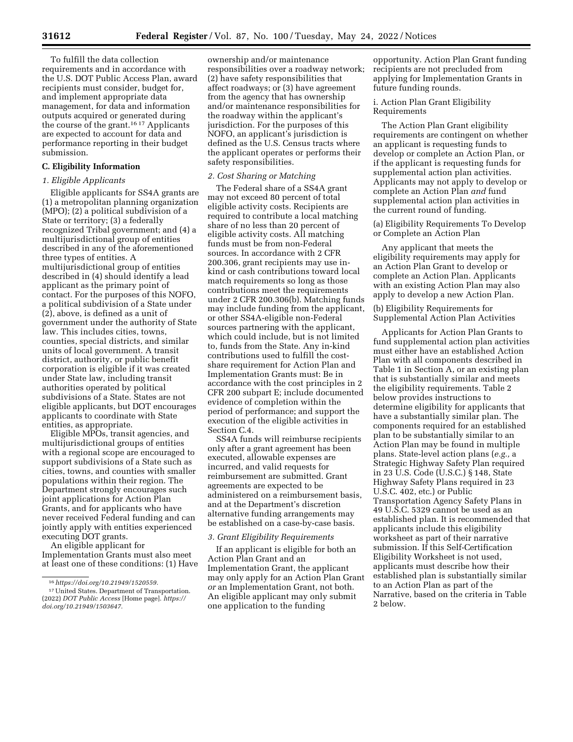To fulfill the data collection requirements and in accordance with the U.S. DOT Public Access Plan, award recipients must consider, budget for, and implement appropriate data management, for data and information outputs acquired or generated during the course of the grant.[16] [17] Applicants are expected to account for data and performance reporting in their budget submission.

## C. Eligibility Information

### 1. Eligible Applicants

Eligible applicants for SS4A grants are (1) a metropolitan planning organization (MPO); (2) a political subdivision of a State or territory; (3) a federally recognized Tribal government; and (4) a multijurisdictional group of entities described in any of the aforementioned three types of entities. A multijurisdictional group of entities described in (4) should identify a lead applicant as the primary point of contact. For the purposes of this NOFO, a political subdivision of a State under (2), above, is defined as a unit of government under the authority of State law. This includes cities, towns, counties, special districts, and similar units of local government. A transit district, authority, or public benefit corporation is eligible if it was created under State law, including transit authorities operated by political subdivisions of a State. States are not eligible applicants, but DOT encourages applicants to coordinate with State entities, as appropriate.

Eligible MPOs, transit agencies, and multijurisdictional groups of entities with a regional scope are encouraged to support subdivisions of a State such as cities, towns, and counties with smaller populations within their region. The Department strongly encourages such joint applications for Action Plan Grants, and for applicants who have never received Federal funding and can jointly apply with entities experienced executing DOT grants.

An eligible applicant for Implementation Grants must also meet at least one of these conditions: (1) Have ownership and/or maintenance responsibilities over a roadway network; (2) have safety responsibilities that affect roadways; or (3) have agreement from the agency that has ownership and/or maintenance responsibilities for the roadway within the applicant's jurisdiction. For the purposes of this NOFO, an applicant's jurisdiction is defined as the U.S. Census tracts where the applicant operates or performs their safety responsibilities.

### 2. Cost Sharing or Matching

The Federal share of a SS4A grant may not exceed 80 percent of total eligible activity costs. Recipients are required to contribute a local matching share of no less than 20 percent of eligible activity costs. All matching funds must be from non-Federal sources. In accordance with 2 CFR 200.306, grant recipients may use in-kind or cash contributions toward local match requirements so long as those contributions meet the requirements under 2 CFR 200.306(b). Matching funds may include funding from the applicant, or other SS4A-eligible non-Federal sources partnering with the applicant, which could include, but is not limited to, funds from the State. Any in-kind contributions used to fulfill the cost-share requirement for Action Plan and Implementation Grants must: Be in accordance with the cost principles in 2 CFR 200 subpart E; include documented evidence of completion within the period of performance; and support the execution of the eligible activities in Section C.4.

SS4A funds will reimburse recipients only after a grant agreement has been executed, allowable expenses are incurred, and valid requests for reimbursement are submitted. Grant agreements are expected to be administered on a reimbursement basis, and at the Department's discretion alternative funding arrangements may be established on a case-by-case basis.

### 3. Grant Eligibility Requirements

If an applicant is eligible for both an Action Plan Grant and an Implementation Grant, the applicant may only apply for an Action Plan Grant *or* an Implementation Grant, not both. An eligible applicant may only submit one application to the funding opportunity. Action Plan Grant funding recipients are not precluded from applying for Implementation Grants in future funding rounds.

#### i. Action Plan Grant Eligibility Requirements

The Action Plan Grant eligibility requirements are contingent on whether an applicant is requesting funds to develop or complete an Action Plan, or if the applicant is requesting funds for supplemental action plan activities. Applicants may not apply to develop or complete an Action Plan *and* fund supplemental action plan activities in the current round of funding.

##### (a) Eligibility Requirements To Develop or Complete an Action Plan

Any applicant that meets the eligibility requirements may apply for an Action Plan Grant to develop or complete an Action Plan. Applicants with an existing Action Plan may also apply to develop a new Action Plan.

##### (b) Eligibility Requirements for Supplemental Action Plan Activities

Applicants for Action Plan Grants to fund supplemental action plan activities must either have an established Action Plan with all components described in Table 1 in Section A, or an existing plan that is substantially similar and meets the eligibility requirements. Table 2 below provides instructions to determine eligibility for applicants that have a substantially similar plan. The components required for an established plan to be substantially similar to an Action Plan may be found in multiple plans. State-level action plans (*e.g.,* a Strategic Highway Safety Plan required in 23 U.S. Code (U.S.C.) § 148, State Highway Safety Plans required in 23 U.S.C. 402, etc.) or Public Transportation Agency Safety Plans in 49 U.S.C. 5329 cannot be used as an established plan. It is recommended that applicants include this eligibility worksheet as part of their narrative submission. If this Self-Certification Eligibility Worksheet is not used, applicants must describe how their established plan is substantially similar to an Action Plan as part of the Narrative, based on the criteria in Table 2 below.

[16] *https://doi.org/10.21949/1520559.*

[17] United States. Department of Transportation. (2022) *DOT Public Access* [Home page]. *https://doi.org/10.21949/1503647.*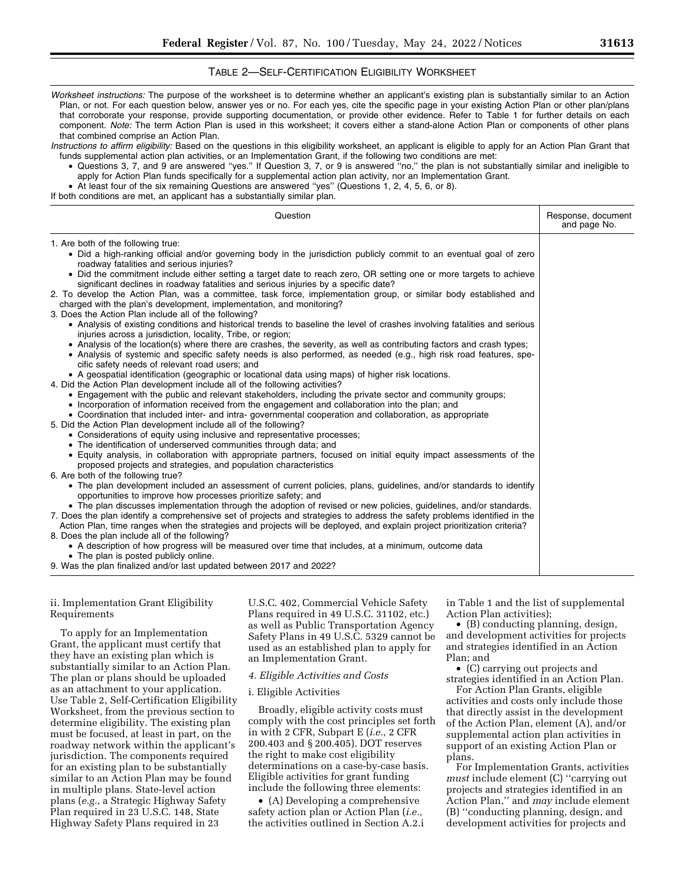### TABLE 2—SELF-CERTIFICATION ELIGIBILITY WORKSHEET

*Worksheet instructions:* The purpose of the worksheet is to determine whether an applicant's existing plan is substantially similar to an Action Plan, or not. For each question below, answer yes or no. For each yes, cite the specific page in your existing Action Plan or other plan/plans that corroborate your response, provide supporting documentation, or provide other evidence. Refer to Table 1 for further details on each component. *Note:* The term Action Plan is used in this worksheet; it covers either a stand-alone Action Plan or components of other plans that combined comprise an Action Plan.

*Instructions to affirm eligibility:* Based on the questions in this eligibility worksheet, an applicant is eligible to apply for an Action Plan Grant that funds supplemental action plan activities, or an Implementation Grant, if the following two conditions are met:

- Questions 3, 7, and 9 are answered "yes." If Question 3, 7, or 9 is answered "no," the plan is not substantially similar and ineligible to apply for Action Plan funds specifically for a supplemental action plan activity, nor an Implementation Grant.
- At least four of the six remaining Questions are answered "yes" (Questions 1, 2, 4, 5, 6, or 8).

If both conditions are met, an applicant has a substantially similar plan.

| Question | Response, document and page No. |
|---|---|
| 1. Are both of the following true:<br>• Did a high-ranking official and/or governing body in the jurisdiction publicly commit to an eventual goal of zero roadway fatalities and serious injuries?<br>• Did the commitment include either setting a target date to reach zero, OR setting one or more targets to achieve significant declines in roadway fatalities and serious injuries by a specific date? | |
| 2. To develop the Action Plan, was a committee, task force, implementation group, or similar body established and charged with the plan's development, implementation, and monitoring? | |
| 3. Does the Action Plan include all of the following?<br>• Analysis of existing conditions and historical trends to baseline the level of crashes involving fatalities and serious injuries across a jurisdiction, locality, Tribe, or region;<br>• Analysis of the location(s) where there are crashes, the severity, as well as contributing factors and crash types;<br>• Analysis of systemic and specific safety needs is also performed, as needed (e.g., high risk road features, specific safety needs of relevant road users; and<br>• A geospatial identification (geographic or locational data using maps) of higher risk locations. | |
| 4. Did the Action Plan development include all of the following activities?<br>• Engagement with the public and relevant stakeholders, including the private sector and community groups;<br>• Incorporation of information received from the engagement and collaboration into the plan; and<br>• Coordination that included inter- and intra- governmental cooperation and collaboration, as appropriate | |
| 5. Did the Action Plan development include all of the following?<br>• Considerations of equity using inclusive and representative processes;<br>• The identification of underserved communities through data; and<br>• Equity analysis, in collaboration with appropriate partners, focused on initial equity impact assessments of the proposed projects and strategies, and population characteristics | |
| 6. Are both of the following true?<br>• The plan development included an assessment of current policies, plans, guidelines, and/or standards to identify opportunities to improve how processes prioritize safety; and<br>• The plan discusses implementation through the adoption of revised or new policies, guidelines, and/or standards. | |
| 7. Does the plan identify a comprehensive set of projects and strategies to address the safety problems identified in the Action Plan, time ranges when the strategies and projects will be deployed, and explain project prioritization criteria? | |
| 8. Does the plan include all of the following?<br>• A description of how progress will be measured over time that includes, at a minimum, outcome data<br>• The plan is posted publicly online. | |
| 9. Was the plan finalized and/or last updated between 2017 and 2022? | |

ii. Implementation Grant Eligibility Requirements

To apply for an Implementation Grant, the applicant must certify that they have an existing plan which is substantially similar to an Action Plan. The plan or plans should be uploaded as an attachment to your application. Use Table 2, Self-Certification Eligibility Worksheet, from the previous section to determine eligibility. The existing plan must be focused, at least in part, on the roadway network within the applicant's jurisdiction. The components required for an existing plan to be substantially similar to an Action Plan may be found in multiple plans. State-level action plans (*e.g.,* a Strategic Highway Safety Plan required in 23 U.S.C. 148, State Highway Safety Plans required in 23 U.S.C. 402, Commercial Vehicle Safety Plans required in 49 U.S.C. 31102, etc.) as well as Public Transportation Agency Safety Plans in 49 U.S.C. 5329 cannot be used as an established plan to apply for an Implementation Grant.

#### 4. Eligible Activities and Costs

i. Eligible Activities

Broadly, eligible activity costs must comply with the cost principles set forth in with 2 CFR, Subpart E (*i.e.,* 2 CFR 200.403 and § 200.405). DOT reserves the right to make cost eligibility determinations on a case-by-case basis. Eligible activities for grant funding include the following three elements:

- (A) Developing a comprehensive safety action plan or Action Plan (*i.e.,* the activities outlined in Section A.2.i in Table 1 and the list of supplemental Action Plan activities);
- (B) conducting planning, design, and development activities for projects and strategies identified in an Action Plan; and
- (C) carrying out projects and strategies identified in an Action Plan.

For Action Plan Grants, eligible activities and costs only include those that directly assist in the development of the Action Plan, element (A), and/or supplemental action plan activities in support of an existing Action Plan or plans.

For Implementation Grants, activities *must* include element (C) "carrying out projects and strategies identified in an Action Plan," and *may* include element (B) "conducting planning, design, and development activities for projects and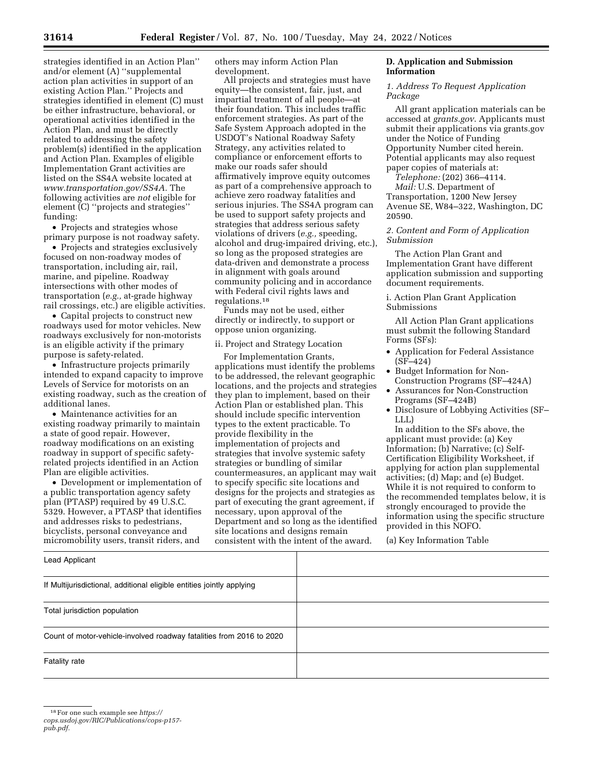strategies identified in an Action Plan'' and/or element (A) ''supplemental action plan activities in support of an existing Action Plan.'' Projects and strategies identified in element (C) must be either infrastructure, behavioral, or operational activities identified in the Action Plan, and must be directly related to addressing the safety problem(s) identified in the application and Action Plan. Examples of eligible Implementation Grant activities are listed on the SS4A website located at *www.transportation.gov/SS4A.* The following activities are *not* eligible for element (C) ''projects and strategies'' funding:

- Projects and strategies whose primary purpose is not roadway safety.
- Projects and strategies exclusively focused on non-roadway modes of transportation, including air, rail, marine, and pipeline. Roadway intersections with other modes of transportation (*e.g.,* at-grade highway rail crossings, etc.) are eligible activities.
- Capital projects to construct new roadways used for motor vehicles. New roadways exclusively for non-motorists is an eligible activity if the primary purpose is safety-related.
- Infrastructure projects primarily intended to expand capacity to improve Levels of Service for motorists on an existing roadway, such as the creation of additional lanes.
- Maintenance activities for an existing roadway primarily to maintain a state of good repair. However, roadway modifications on an existing roadway in support of specific safety-related projects identified in an Action Plan are eligible activities.
- Development or implementation of a public transportation agency safety plan (PTASP) required by 49 U.S.C. 5329. However, a PTASP that identifies and addresses risks to pedestrians, bicyclists, personal conveyance and micromobility users, transit riders, and others may inform Action Plan development.

All projects and strategies must have equity—the consistent, fair, just, and impartial treatment of all people—at their foundation. This includes traffic enforcement strategies. As part of the Safe System Approach adopted in the USDOT's National Roadway Safety Strategy, any activities related to compliance or enforcement efforts to make our roads safer should affirmatively improve equity outcomes as part of a comprehensive approach to achieve zero roadway fatalities and serious injuries. The SS4A program can be used to support safety projects and strategies that address serious safety violations of drivers (*e.g.,* speeding, alcohol and drug-impaired driving, etc.), so long as the proposed strategies are data-driven and demonstrate a process in alignment with goals around community policing and in accordance with Federal civil rights laws and regulations.[18]

Funds may not be used, either directly or indirectly, to support or oppose union organizing.

ii. Project and Strategy Location

For Implementation Grants, applications must identify the problems to be addressed, the relevant geographic locations, and the projects and strategies they plan to implement, based on their Action Plan or established plan. This should include specific intervention types to the extent practicable. To provide flexibility in the implementation of projects and strategies that involve systemic safety strategies or bundling of similar countermeasures, an applicant may wait to specify specific site locations and designs for the projects and strategies as part of executing the grant agreement, if necessary, upon approval of the Department and so long as the identified site locations and designs remain consistent with the intent of the award.

**D. Application and Submission Information**

*1. Address To Request Application Package*

All grant application materials can be accessed at *grants.gov.* Applicants must submit their applications via grants.gov under the Notice of Funding Opportunity Number cited herein. Potential applicants may also request paper copies of materials at:

*Telephone:* (202) 366–4114.

*Mail:* U.S. Department of Transportation, 1200 New Jersey Avenue SE, W84–322, Washington, DC 20590.

*2. Content and Form of Application Submission*

The Action Plan Grant and Implementation Grant have different application submission and supporting document requirements.

i. Action Plan Grant Application Submissions

All Action Plan Grant applications must submit the following Standard Forms (SFs):

- Application for Federal Assistance (SF–424)
- Budget Information for Non-Construction Programs (SF–424A)
- Assurances for Non-Construction Programs (SF–424B)
- Disclosure of Lobbying Activities (SF–LLL)

In addition to the SFs above, the applicant must provide: (a) Key Information; (b) Narrative; (c) Self-Certification Eligibility Worksheet, if applying for action plan supplemental activities; (d) Map; and (e) Budget. While it is not required to conform to the recommended templates below, it is strongly encouraged to provide the information using the specific structure provided in this NOFO.

(a) Key Information Table

| | |
|---|---|
| Lead Applicant | |
| If Multijurisdictional, additional eligible entities jointly applying | |
| Total jurisdiction population | |
| Count of motor-vehicle-involved roadway fatalities from 2016 to 2020 | |
| Fatality rate | |

[18] For one such example see *https://cops.usdoj.gov/RIC/Publications/cops-p157-pub.pdf.*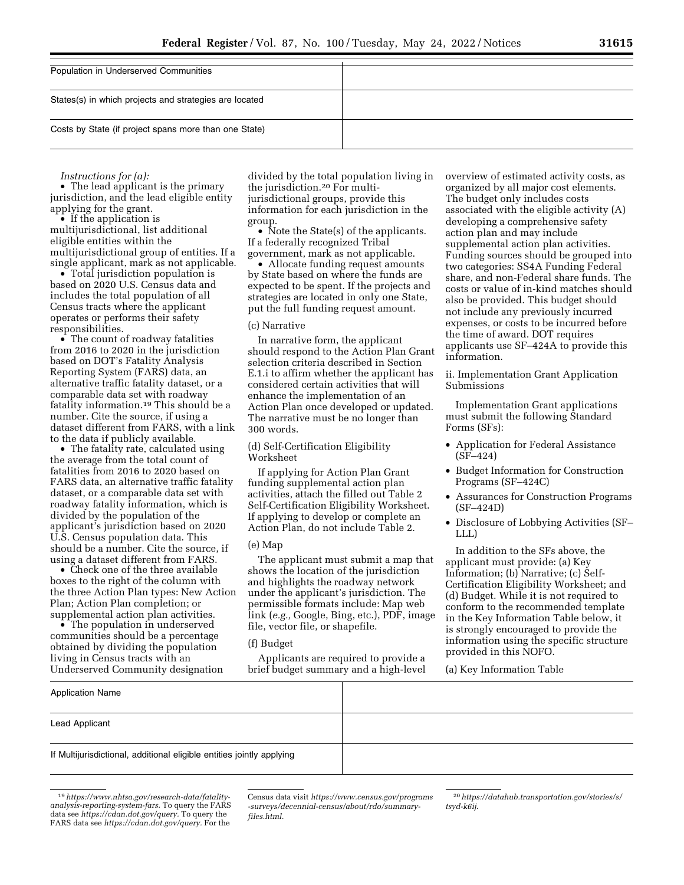| | |
|---|---|
| Population in Underserved Communities | |
| States(s) in which projects and strategies are located | |
| Costs by State (if project spans more than one State) | |

*Instructions for (a):*

- The lead applicant is the primary jurisdiction, and the lead eligible entity applying for the grant.
- If the application is multijurisdictional, list additional eligible entities within the multijurisdictional group of entities. If a single applicant, mark as not applicable.
- Total jurisdiction population is based on 2020 U.S. Census data and includes the total population of all Census tracts where the applicant operates or performs their safety responsibilities.
- The count of roadway fatalities from 2016 to 2020 in the jurisdiction based on DOT's Fatality Analysis Reporting System (FARS) data, an alternative traffic fatality dataset, or a comparable data set with roadway fatality information.[19] This should be a number. Cite the source, if using a dataset different from FARS, with a link to the data if publicly available.
- The fatality rate, calculated using the average from the total count of fatalities from 2016 to 2020 based on FARS data, an alternative traffic fatality dataset, or a comparable data set with roadway fatality information, which is divided by the population of the applicant's jurisdiction based on 2020 U.S. Census population data. This should be a number. Cite the source, if using a dataset different from FARS.
- Check one of the three available boxes to the right of the column with the three Action Plan types: New Action Plan; Action Plan completion; or supplemental action plan activities.
- The population in underserved communities should be a percentage obtained by dividing the population living in Census tracts with an Underserved Community designation divided by the total population living in the jurisdiction.[20] For multi-jurisdictional groups, provide this information for each jurisdiction in the group.
- Note the State(s) of the applicants. If a federally recognized Tribal government, mark as not applicable.
- Allocate funding request amounts by State based on where the funds are expected to be spent. If the projects and strategies are located in only one State, put the full funding request amount.

(c) Narrative

In narrative form, the applicant should respond to the Action Plan Grant selection criteria described in Section E.1.i to affirm whether the applicant has considered certain activities that will enhance the implementation of an Action Plan once developed or updated. The narrative must be no longer than 300 words.

(d) Self-Certification Eligibility Worksheet

If applying for Action Plan Grant funding supplemental action plan activities, attach the filled out Table 2 Self-Certification Eligibility Worksheet. If applying to develop or complete an Action Plan, do not include Table 2.

(e) Map

The applicant must submit a map that shows the location of the jurisdiction and highlights the roadway network under the applicant's jurisdiction. The permissible formats include: Map web link (*e.g.,* Google, Bing, etc.), PDF, image file, vector file, or shapefile.

(f) Budget

Applicants are required to provide a brief budget summary and a high-level overview of estimated activity costs, as organized by all major cost elements. The budget only includes costs associated with the eligible activity (A) developing a comprehensive safety action plan and may include supplemental action plan activities. Funding sources should be grouped into two categories: SS4A Funding Federal share, and non-Federal share funds. The costs or value of in-kind matches should also be provided. This budget should not include any previously incurred expenses, or costs to be incurred before the time of award. DOT requires applicants use SF–424A to provide this information.

ii. Implementation Grant Application Submissions

Implementation Grant applications must submit the following Standard Forms (SFs):

- Application for Federal Assistance (SF–424)
- Budget Information for Construction Programs (SF–424C)
- Assurances for Construction Programs (SF–424D)
- Disclosure of Lobbying Activities (SF–LLL)

In addition to the SFs above, the applicant must provide: (a) Key Information; (b) Narrative; (c) Self-Certification Eligibility Worksheet; and (d) Budget. While it is not required to conform to the recommended template in the Key Information Table below, it is strongly encouraged to provide the information using the specific structure provided in this NOFO.

(a) Key Information Table

| | |
|---|---|
| Application Name | |
| Lead Applicant | |
| If Multijurisdictional, additional eligible entities jointly applying | |

[19] *https://www.nhtsa.gov/research-data/fatality-analysis-reporting-system-fars.* To query the FARS data see *https://cdan.dot.gov/query.* To query the FARS data see *https://cdan.dot.gov/query.* For the Census data visit *https://www.census.gov/programs-surveys/decennial-census/about/rdo/summary-files.html.*

[20] *https://datahub.transportation.gov/stories/s/tsyd-k6ij.*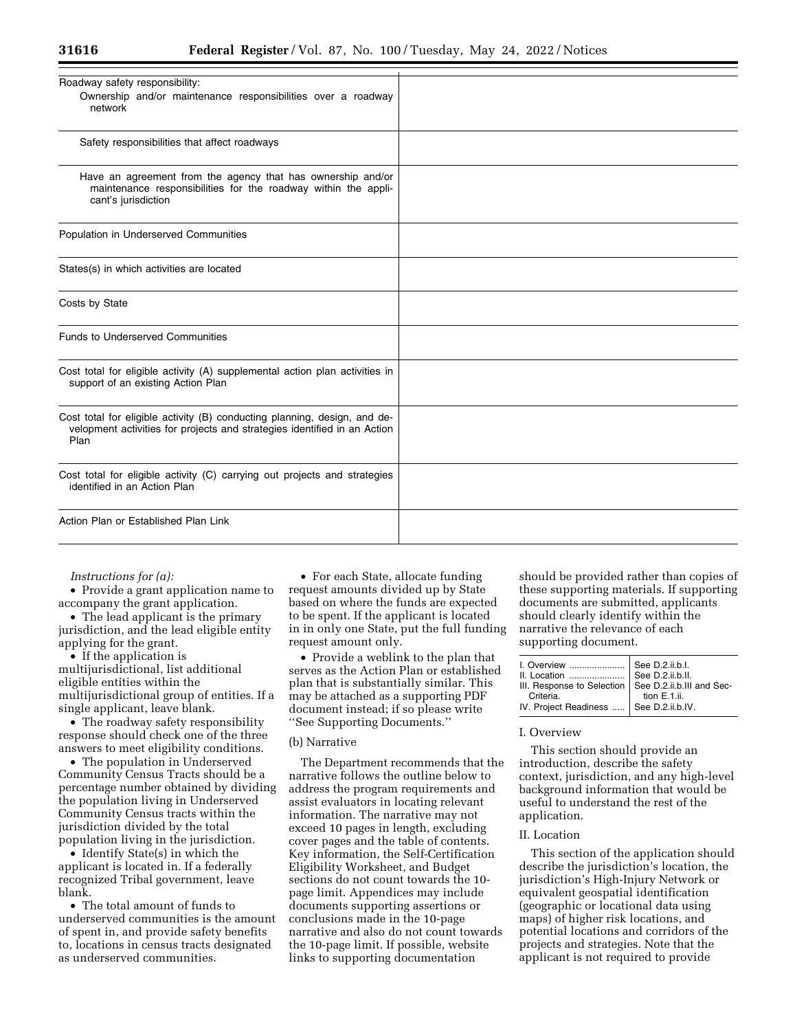| | |
|---|---|
| Roadway safety responsibility: | |
| Ownership and/or maintenance responsibilities over a roadway network | |
| Safety responsibilities that affect roadways | |
| Have an agreement from the agency that has ownership and/or maintenance responsibilities for the roadway within the applicant's jurisdiction | |
| Population in Underserved Communities | |
| States(s) in which activities are located | |
| Costs by State | |
| Funds to Underserved Communities | |
| Cost total for eligible activity (A) supplemental action plan activities in support of an existing Action Plan | |
| Cost total for eligible activity (B) conducting planning, design, and development activities for projects and strategies identified in an Action Plan | |
| Cost total for eligible activity (C) carrying out projects and strategies identified in an Action Plan | |
| Action Plan or Established Plan Link | |

*Instructions for (a):*

- Provide a grant application name to accompany the grant application.
- The lead applicant is the primary jurisdiction, and the lead eligible entity applying for the grant.
- If the application is multijurisdictional, list additional eligible entities within the multijurisdictional group of entities. If a single applicant, leave blank.
- The roadway safety responsibility response should check one of the three answers to meet eligibility conditions.
- The population in Underserved Community Census Tracts should be a percentage number obtained by dividing the population living in Underserved Community Census tracts within the jurisdiction divided by the total population living in the jurisdiction.
- Identify State(s) in which the applicant is located in. If a federally recognized Tribal government, leave blank.
- The total amount of funds to underserved communities is the amount of spent in, and provide safety benefits to, locations in census tracts designated as underserved communities.
- For each State, allocate funding request amounts divided up by State based on where the funds are expected to be spent. If the applicant is located in in only one State, put the full funding request amount only.
- Provide a weblink to the plan that serves as the Action Plan or established plan that is substantially similar. This may be attached as a supporting PDF document instead; if so please write ''See Supporting Documents.''

(b) Narrative

The Department recommends that the narrative follows the outline below to address the program requirements and assist evaluators in locating relevant information. The narrative may not exceed 10 pages in length, excluding cover pages and the table of contents. Key information, the Self-Certification Eligibility Worksheet, and Budget sections do not count towards the 10-page limit. Appendices may include documents supporting assertions or conclusions made in the 10-page narrative and also do not count towards the 10-page limit. If possible, website links to supporting documentation should be provided rather than copies of these supporting materials. If supporting documents are submitted, applicants should clearly identify within the narrative the relevance of each supporting document.

| | |
|---|---|
| I. Overview | See D.2.ii.b.I. |
| II. Location | See D.2.ii.b.II. |
| III. Response to Selection Criteria. | See D.2.ii.b.III and Section E.1.ii. |
| IV. Project Readiness | See D.2.ii.b.IV. |

I. Overview

This section should provide an introduction, describe the safety context, jurisdiction, and any high-level background information that would be useful to understand the rest of the application.

II. Location

This section of the application should describe the jurisdiction's location, the jurisdiction's High-Injury Network or equivalent geospatial identification (geographic or locational data using maps) of higher risk locations, and potential locations and corridors of the projects and strategies. Note that the applicant is not required to provide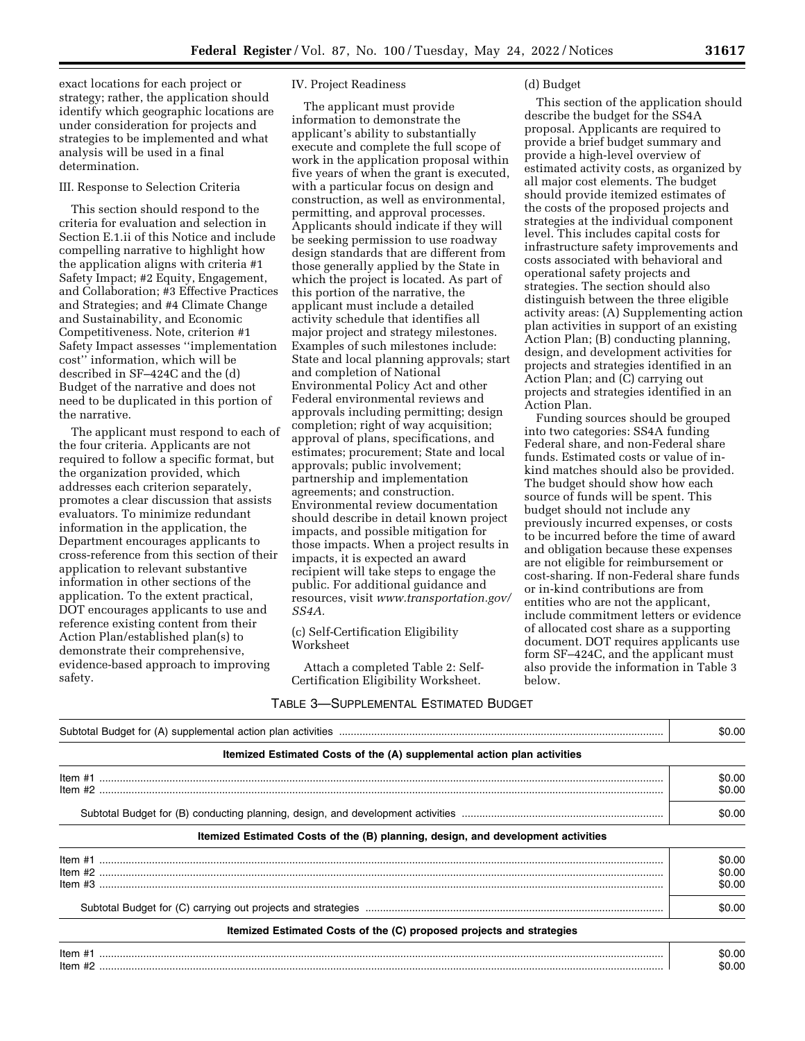exact locations for each project or strategy; rather, the application should identify which geographic locations are under consideration for projects and strategies to be implemented and what analysis will be used in a final determination.

III. Response to Selection Criteria

This section should respond to the criteria for evaluation and selection in Section E.1.ii of this Notice and include compelling narrative to highlight how the application aligns with criteria #1 Safety Impact; #2 Equity, Engagement, and Collaboration; #3 Effective Practices and Strategies; and #4 Climate Change and Sustainability, and Economic Competitiveness. Note, criterion #1 Safety Impact assesses ''implementation cost'' information, which will be described in SF–424C and the (d) Budget of the narrative and does not need to be duplicated in this portion of the narrative.

The applicant must respond to each of the four criteria. Applicants are not required to follow a specific format, but the organization provided, which addresses each criterion separately, promotes a clear discussion that assists evaluators. To minimize redundant information in the application, the Department encourages applicants to cross-reference from this section of their application to relevant substantive information in other sections of the application. To the extent practical, DOT encourages applicants to use and reference existing content from their Action Plan/established plan(s) to demonstrate their comprehensive, evidence-based approach to improving safety.

IV. Project Readiness

The applicant must provide information to demonstrate the applicant's ability to substantially execute and complete the full scope of work in the application proposal within five years of when the grant is executed, with a particular focus on design and construction, as well as environmental, permitting, and approval processes. Applicants should indicate if they will be seeking permission to use roadway design standards that are different from those generally applied by the State in which the project is located. As part of this portion of the narrative, the applicant must include a detailed activity schedule that identifies all major project and strategy milestones. Examples of such milestones include: State and local planning approvals; start and completion of National Environmental Policy Act and other Federal environmental reviews and approvals including permitting; design completion; right of way acquisition; approval of plans, specifications, and estimates; procurement; State and local approvals; public involvement; partnership and implementation agreements; and construction. Environmental review documentation should describe in detail known project impacts, and possible mitigation for those impacts. When a project results in impacts, it is expected an award recipient will take steps to engage the public. For additional guidance and resources, visit *www.transportation.gov/SS4A.*

(c) Self-Certification Eligibility Worksheet

Attach a completed Table 2: Self-Certification Eligibility Worksheet.

(d) Budget

This section of the application should describe the budget for the SS4A proposal. Applicants are required to provide a brief budget summary and provide a high-level overview of estimated activity costs, as organized by all major cost elements. The budget should provide itemized estimates of the costs of the proposed projects and strategies at the individual component level. This includes capital costs for infrastructure safety improvements and costs associated with behavioral and operational safety projects and strategies. The section should also distinguish between the three eligible activity areas: (A) Supplementing action plan activities in support of an existing Action Plan; (B) conducting planning, design, and development activities for projects and strategies identified in an Action Plan; and (C) carrying out projects and strategies identified in an Action Plan.

Funding sources should be grouped into two categories: SS4A funding Federal share, and non-Federal share funds. Estimated costs or value of in-kind matches should also be provided. The budget should show how each source of funds will be spent. This budget should not include any previously incurred expenses, or costs to be incurred before the time of award and obligation because these expenses are not eligible for reimbursement or cost-sharing. If non-Federal share funds or in-kind contributions are from entities who are not the applicant, include commitment letters or evidence of allocated cost share as a supporting document. DOT requires applicants use form SF–424C, and the applicant must also provide the information in Table 3 below.

TABLE 3—SUPPLEMENTAL ESTIMATED BUDGET

| | |
|---|---|
| Subtotal Budget for (A) supplemental action plan activities | $0.00 |
| **Itemized Estimated Costs of the (A) supplemental action plan activities** | |
| Item #1 | $0.00 |
| Item #2 | $0.00 |
| Subtotal Budget for (B) conducting planning, design, and development activities | $0.00 |
| **Itemized Estimated Costs of the (B) planning, design, and development activities** | |
| Item #1 | $0.00 |
| Item #2 | $0.00 |
| Item #3 | $0.00 |
| Subtotal Budget for (C) carrying out projects and strategies | $0.00 |
| **Itemized Estimated Costs of the (C) proposed projects and strategies** | |
| Item #1 | $0.00 |
| Item #2 | $0.00 |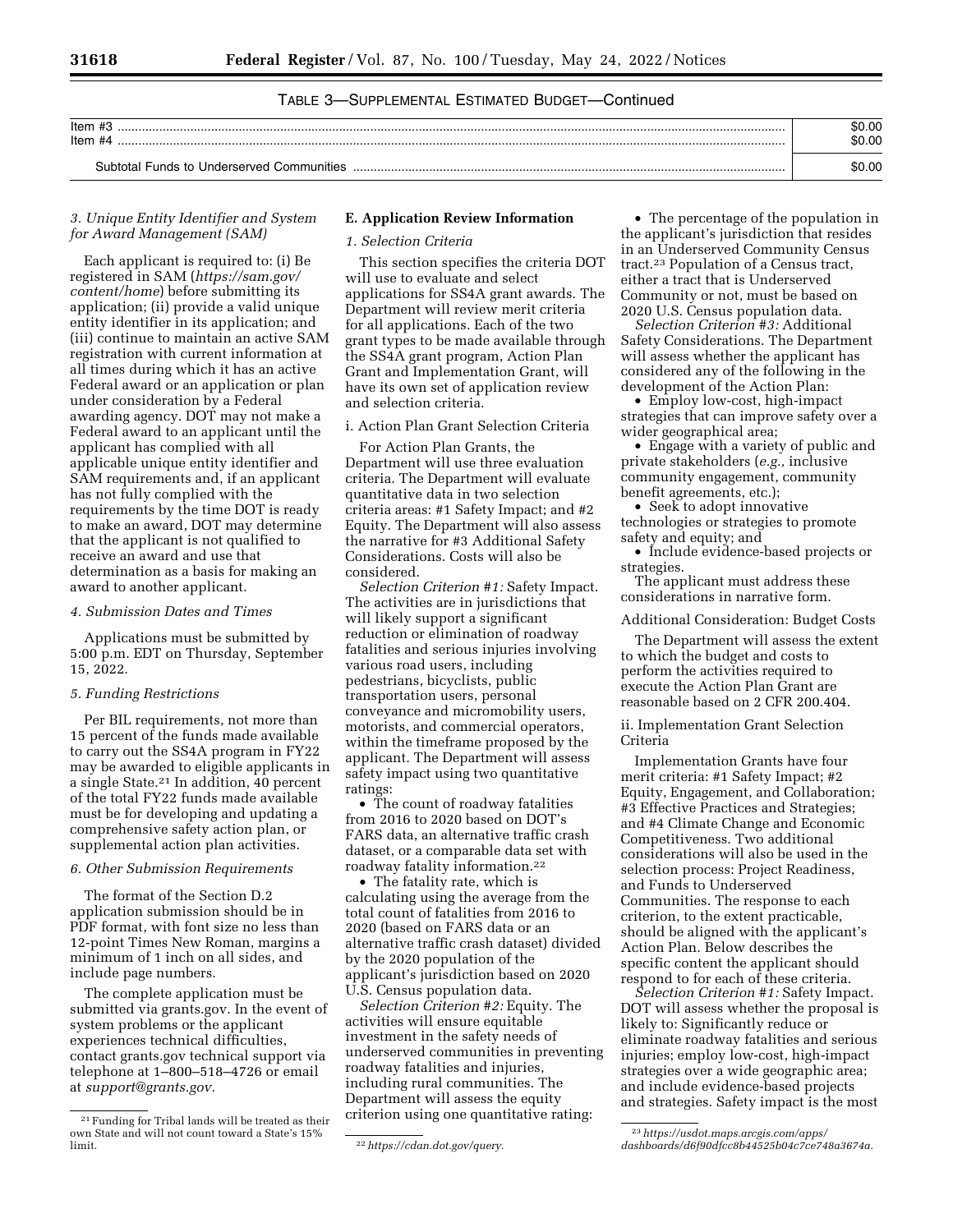TABLE 3—SUPPLEMENTAL ESTIMATED BUDGET—Continued

| | |
|---|---|
| Item #3 | $0.00 |
| Item #4 | $0.00 |
| Subtotal Funds to Underserved Communities | $0.00 |

*3. Unique Entity Identifier and System for Award Management (SAM)*

Each applicant is required to: (i) Be registered in SAM (*https://sam.gov/content/home*) before submitting its application; (ii) provide a valid unique entity identifier in its application; and (iii) continue to maintain an active SAM registration with current information at all times during which it has an active Federal award or an application or plan under consideration by a Federal awarding agency. DOT may not make a Federal award to an applicant until the applicant has complied with all applicable unique entity identifier and SAM requirements and, if an applicant has not fully complied with the requirements by the time DOT is ready to make an award, DOT may determine that the applicant is not qualified to receive an award and use that determination as a basis for making an award to another applicant.

*4. Submission Dates and Times*

Applications must be submitted by 5:00 p.m. EDT on Thursday, September 15, 2022.

*5. Funding Restrictions*

Per BIL requirements, not more than 15 percent of the funds made available to carry out the SS4A program in FY22 may be awarded to eligible applicants in a single State.[21] In addition, 40 percent of the total FY22 funds made available must be for developing and updating a comprehensive safety action plan, or supplemental action plan activities.

*6. Other Submission Requirements*

The format of the Section D.2 application submission should be in PDF format, with font size no less than 12-point Times New Roman, margins a minimum of 1 inch on all sides, and include page numbers.

The complete application must be submitted via grants.gov. In the event of system problems or the applicant experiences technical difficulties, contact grants.gov technical support via telephone at 1–800–518–4726 or email at *support@grants.gov.*

## E. Application Review Information

*1. Selection Criteria*

This section specifies the criteria DOT will use to evaluate and select applications for SS4A grant awards. The Department will review merit criteria for all applications. Each of the two grant types to be made available through the SS4A grant program, Action Plan Grant and Implementation Grant, will have its own set of application review and selection criteria.

i. Action Plan Grant Selection Criteria

For Action Plan Grants, the Department will use three evaluation criteria. The Department will evaluate quantitative data in two selection criteria areas: #1 Safety Impact; and #2 Equity. The Department will also assess the narrative for #3 Additional Safety Considerations. Costs will also be considered.

*Selection Criterion #1:* Safety Impact. The activities are in jurisdictions that will likely support a significant reduction or elimination of roadway fatalities and serious injuries involving various road users, including pedestrians, bicyclists, public transportation users, personal conveyance and micromobility users, motorists, and commercial operators, within the timeframe proposed by the applicant. The Department will assess safety impact using two quantitative ratings:

- The count of roadway fatalities from 2016 to 2020 based on DOT's FARS data, an alternative traffic crash dataset, or a comparable data set with roadway fatality information.[22]
- The fatality rate, which is calculating using the average from the total count of fatalities from 2016 to 2020 (based on FARS data or an alternative traffic crash dataset) divided by the 2020 population of the applicant's jurisdiction based on 2020 U.S. Census population data.

*Selection Criterion #2:* Equity. The activities will ensure equitable investment in the safety needs of underserved communities in preventing roadway fatalities and injuries, including rural communities. The Department will assess the equity criterion using one quantitative rating:

- The percentage of the population in the applicant's jurisdiction that resides in an Underserved Community Census tract.[23] Population of a Census tract, either a tract that is Underserved Community or not, must be based on 2020 U.S. Census population data.

*Selection Criterion #3:* Additional Safety Considerations. The Department will assess whether the applicant has considered any of the following in the development of the Action Plan:

- Employ low-cost, high-impact strategies that can improve safety over a wider geographical area;
- Engage with a variety of public and private stakeholders (*e.g.,* inclusive community engagement, community benefit agreements, etc.);
- Seek to adopt innovative technologies or strategies to promote safety and equity; and
- Include evidence-based projects or strategies.

The applicant must address these considerations in narrative form.

Additional Consideration: Budget Costs

The Department will assess the extent to which the budget and costs to perform the activities required to execute the Action Plan Grant are reasonable based on 2 CFR 200.404.

ii. Implementation Grant Selection Criteria

Implementation Grants have four merit criteria: #1 Safety Impact; #2 Equity, Engagement, and Collaboration; #3 Effective Practices and Strategies; and #4 Climate Change and Economic Competitiveness. Two additional considerations will also be used in the selection process: Project Readiness, and Funds to Underserved Communities. The response to each criterion, to the extent practicable, should be aligned with the applicant's Action Plan. Below describes the specific content the applicant should respond to for each of these criteria.

*Selection Criterion #1:* Safety Impact. DOT will assess whether the proposal is likely to: Significantly reduce or eliminate roadway fatalities and serious injuries; employ low-cost, high-impact strategies over a wide geographic area; and include evidence-based projects and strategies. Safety impact is the most

[21] Funding for Tribal lands will be treated as their own State and will not count toward a State's 15% limit.

[22] *https://cdan.dot.gov/query.*

[23] *https://usdot.maps.arcgis.com/apps/dashboards/d6f90dfcc8b44525b04c7ce748a3674a.*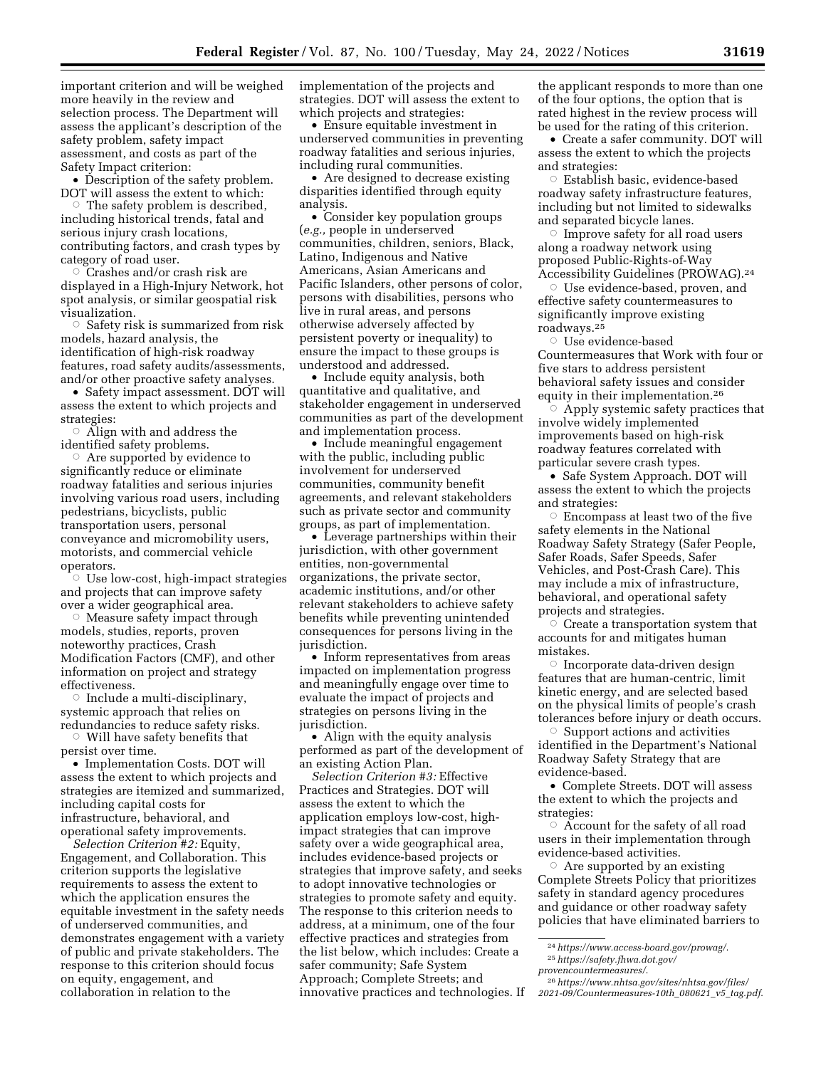important criterion and will be weighed more heavily in the review and selection process. The Department will assess the applicant's description of the safety problem, safety impact assessment, and costs as part of the Safety Impact criterion:

- Description of the safety problem. DOT will assess the extent to which:
  - The safety problem is described, including historical trends, fatal and serious injury crash locations, contributing factors, and crash types by category of road user.
  - Crashes and/or crash risk are displayed in a High-Injury Network, hot spot analysis, or similar geospatial risk visualization.
  - Safety risk is summarized from risk models, hazard analysis, the identification of high-risk roadway features, road safety audits/assessments, and/or other proactive safety analyses.
- Safety impact assessment. DOT will assess the extent to which projects and strategies:
  - Align with and address the identified safety problems.
  - Are supported by evidence to significantly reduce or eliminate roadway fatalities and serious injuries involving various road users, including pedestrians, bicyclists, public transportation users, personal conveyance and micromobility users, motorists, and commercial vehicle operators.
  - Use low-cost, high-impact strategies and projects that can improve safety over a wider geographical area.
  - Measure safety impact through models, studies, reports, proven noteworthy practices, Crash Modification Factors (CMF), and other information on project and strategy effectiveness.
  - Include a multi-disciplinary, systemic approach that relies on redundancies to reduce safety risks.
  - Will have safety benefits that persist over time.
- Implementation Costs. DOT will assess the extent to which projects and strategies are itemized and summarized, including capital costs for infrastructure, behavioral, and operational safety improvements.

*Selection Criterion #2:* Equity, Engagement, and Collaboration. This criterion supports the legislative requirements to assess the extent to which the application ensures the equitable investment in the safety needs of underserved communities, and demonstrates engagement with a variety of public and private stakeholders. The response to this criterion should focus on equity, engagement, and collaboration in relation to the implementation of the projects and strategies. DOT will assess the extent to which projects and strategies:

- Ensure equitable investment in underserved communities in preventing roadway fatalities and serious injuries, including rural communities.
- Are designed to decrease existing disparities identified through equity analysis.
- Consider key population groups (*e.g.,* people in underserved communities, children, seniors, Black, Latino, Indigenous and Native Americans, Asian Americans and Pacific Islanders, other persons of color, persons with disabilities, persons who live in rural areas, and persons otherwise adversely affected by persistent poverty or inequality) to ensure the impact to these groups is understood and addressed.
- Include equity analysis, both quantitative and qualitative, and stakeholder engagement in underserved communities as part of the development and implementation process.
- Include meaningful engagement with the public, including public involvement for underserved communities, community benefit agreements, and relevant stakeholders such as private sector and community groups, as part of implementation.
- Leverage partnerships within their jurisdiction, with other government entities, non-governmental organizations, the private sector, academic institutions, and/or other relevant stakeholders to achieve safety benefits while preventing unintended consequences for persons living in the jurisdiction.
- Inform representatives from areas impacted on implementation progress and meaningfully engage over time to evaluate the impact of projects and strategies on persons living in the jurisdiction.
- Align with the equity analysis performed as part of the development of an existing Action Plan.

*Selection Criterion #3:* Effective Practices and Strategies. DOT will assess the extent to which the application employs low-cost, high-impact strategies that can improve safety over a wide geographical area, includes evidence-based projects or strategies that improve safety, and seeks to adopt innovative technologies or strategies to promote safety and equity. The response to this criterion needs to address, at a minimum, one of the four effective practices and strategies from the list below, which includes: Create a safer community; Safe System Approach; Complete Streets; and innovative practices and technologies. If the applicant responds to more than one of the four options, the option that is rated highest in the review process will be used for the rating of this criterion.

- Create a safer community. DOT will assess the extent to which the projects and strategies:
  - Establish basic, evidence-based roadway safety infrastructure features, including but not limited to sidewalks and separated bicycle lanes.
  - Improve safety for all road users along a roadway network using proposed Public-Rights-of-Way Accessibility Guidelines (PROWAG).[24]
  - Use evidence-based, proven, and effective safety countermeasures to significantly improve existing roadways.[25]
  - Use evidence-based Countermeasures that Work with four or five stars to address persistent behavioral safety issues and consider equity in their implementation.[26]
  - Apply systemic safety practices that involve widely implemented improvements based on high-risk roadway features correlated with particular severe crash types.
- Safe System Approach. DOT will assess the extent to which the projects and strategies:
  - Encompass at least two of the five safety elements in the National Roadway Safety Strategy (Safer People, Safer Roads, Safer Speeds, Safer Vehicles, and Post-Crash Care). This may include a mix of infrastructure, behavioral, and operational safety projects and strategies.
  - Create a transportation system that accounts for and mitigates human mistakes.
  - Incorporate data-driven design features that are human-centric, limit kinetic energy, and are selected based on the physical limits of people's crash tolerances before injury or death occurs.
  - Support actions and activities identified in the Department's National Roadway Safety Strategy that are evidence-based.
- Complete Streets. DOT will assess the extent to which the projects and strategies:
  - Account for the safety of all road users in their implementation through evidence-based activities.
  - Are supported by an existing Complete Streets Policy that prioritizes safety in standard agency procedures and guidance or other roadway safety policies that have eliminated barriers to

[24] *https://www.access-board.gov/prowag/.*

[25] *https://safety.fhwa.dot.gov/provencountermeasures/.*

[26] *https://www.nhtsa.gov/sites/nhtsa.gov/files/2021-09/Countermeasures-10th_080621_v5_tag.pdf.*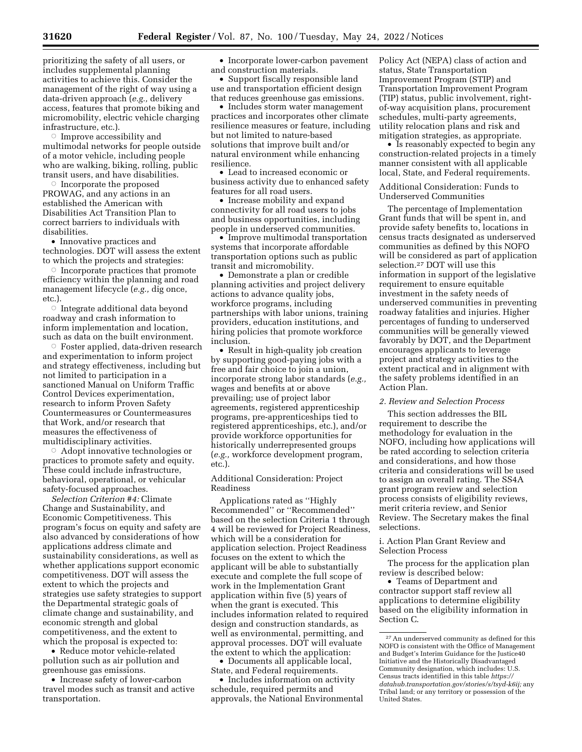prioritizing the safety of all users, or includes supplemental planning activities to achieve this. Consider the management of the right of way using a data-driven approach (*e.g.,* delivery access, features that promote biking and micromobility, electric vehicle charging infrastructure, etc.).

  ○ Improve accessibility and multimodal networks for people outside of a motor vehicle, including people who are walking, biking, rolling, public transit users, and have disabilities.

  ○ Incorporate the proposed PROWAG, and any actions in an established the American with Disabilities Act Transition Plan to correct barriers to individuals with disabilities.

- Innovative practices and technologies. DOT will assess the extent to which the projects and strategies:

  ○ Incorporate practices that promote efficiency within the planning and road management lifecycle (*e.g.,* dig once, etc.).

  ○ Integrate additional data beyond roadway and crash information to inform implementation and location, such as data on the built environment.

  ○ Foster applied, data-driven research and experimentation to inform project and strategy effectiveness, including but not limited to participation in a sanctioned Manual on Uniform Traffic Control Devices experimentation, research to inform Proven Safety Countermeasures or Countermeasures that Work, and/or research that measures the effectiveness of multidisciplinary activities.

  ○ Adopt innovative technologies or practices to promote safety and equity. These could include infrastructure, behavioral, operational, or vehicular safety-focused approaches.

*Selection Criterion #4:* Climate Change and Sustainability, and Economic Competitiveness. This program's focus on equity and safety are also advanced by considerations of how applications address climate and sustainability considerations, as well as whether applications support economic competitiveness. DOT will assess the extent to which the projects and strategies use safety strategies to support the Departmental strategic goals of climate change and sustainability, and economic strength and global competitiveness, and the extent to which the proposal is expected to:

- Reduce motor vehicle-related pollution such as air pollution and greenhouse gas emissions.
- Increase safety of lower-carbon travel modes such as transit and active transportation.
- Incorporate lower-carbon pavement and construction materials.
- Support fiscally responsible land use and transportation efficient design that reduces greenhouse gas emissions.
- Includes storm water management practices and incorporates other climate resilience measures or feature, including but not limited to nature-based solutions that improve built and/or natural environment while enhancing resilience.
- Lead to increased economic or business activity due to enhanced safety features for all road users.
- Increase mobility and expand connectivity for all road users to jobs and business opportunities, including people in underserved communities.
- Improve multimodal transportation systems that incorporate affordable transportation options such as public transit and micromobility.
- Demonstrate a plan or credible planning activities and project delivery actions to advance quality jobs, workforce programs, including partnerships with labor unions, training providers, education institutions, and hiring policies that promote workforce inclusion.
- Result in high-quality job creation by supporting good-paying jobs with a free and fair choice to join a union, incorporate strong labor standards (*e.g.,* wages and benefits at or above prevailing; use of project labor agreements, registered apprenticeship programs, pre-apprenticeships tied to registered apprenticeships, etc.), and/or provide workforce opportunities for historically underrepresented groups (*e.g.,* workforce development program, etc.).

Additional Consideration: Project Readiness

Applications rated as ''Highly Recommended'' or ''Recommended'' based on the selection Criteria 1 through 4 will be reviewed for Project Readiness, which will be a consideration for application selection. Project Readiness focuses on the extent to which the applicant will be able to substantially execute and complete the full scope of work in the Implementation Grant application within five (5) years of when the grant is executed. This includes information related to required design and construction standards, as well as environmental, permitting, and approval processes. DOT will evaluate the extent to which the application:

- Documents all applicable local, State, and Federal requirements.
- Includes information on activity schedule, required permits and approvals, the National Environmental Policy Act (NEPA) class of action and status, State Transportation Improvement Program (STIP) and Transportation Improvement Program (TIP) status, public involvement, right-of-way acquisition plans, procurement schedules, multi-party agreements, utility relocation plans and risk and mitigation strategies, as appropriate.
- Is reasonably expected to begin any construction-related projects in a timely manner consistent with all applicable local, State, and Federal requirements.

Additional Consideration: Funds to Underserved Communities

The percentage of Implementation Grant funds that will be spent in, and provide safety benefits to, locations in census tracts designated as underserved communities as defined by this NOFO will be considered as part of application selection.[27] DOT will use this information in support of the legislative requirement to ensure equitable investment in the safety needs of underserved communities in preventing roadway fatalities and injuries. Higher percentages of funding to underserved communities will be generally viewed favorably by DOT, and the Department encourages applicants to leverage project and strategy activities to the extent practical and in alignment with the safety problems identified in an Action Plan.

*2. Review and Selection Process*

This section addresses the BIL requirement to describe the methodology for evaluation in the NOFO, including how applications will be rated according to selection criteria and considerations, and how those criteria and considerations will be used to assign an overall rating. The SS4A grant program review and selection process consists of eligibility reviews, merit criteria review, and Senior Review. The Secretary makes the final selections.

i. Action Plan Grant Review and Selection Process

The process for the application plan review is described below:

- Teams of Department and contractor support staff review all applications to determine eligibility based on the eligibility information in Section C.

[27] An underserved community as defined for this NOFO is consistent with the Office of Management and Budget's Interim Guidance for the Justice40 Initiative and the Historically Disadvantaged Community designation, which includes: U.S. Census tracts identified in this table *https://datahub.transportation.gov/stories/s/tsyd-k6ij;* any Tribal land; or any territory or possession of the United States.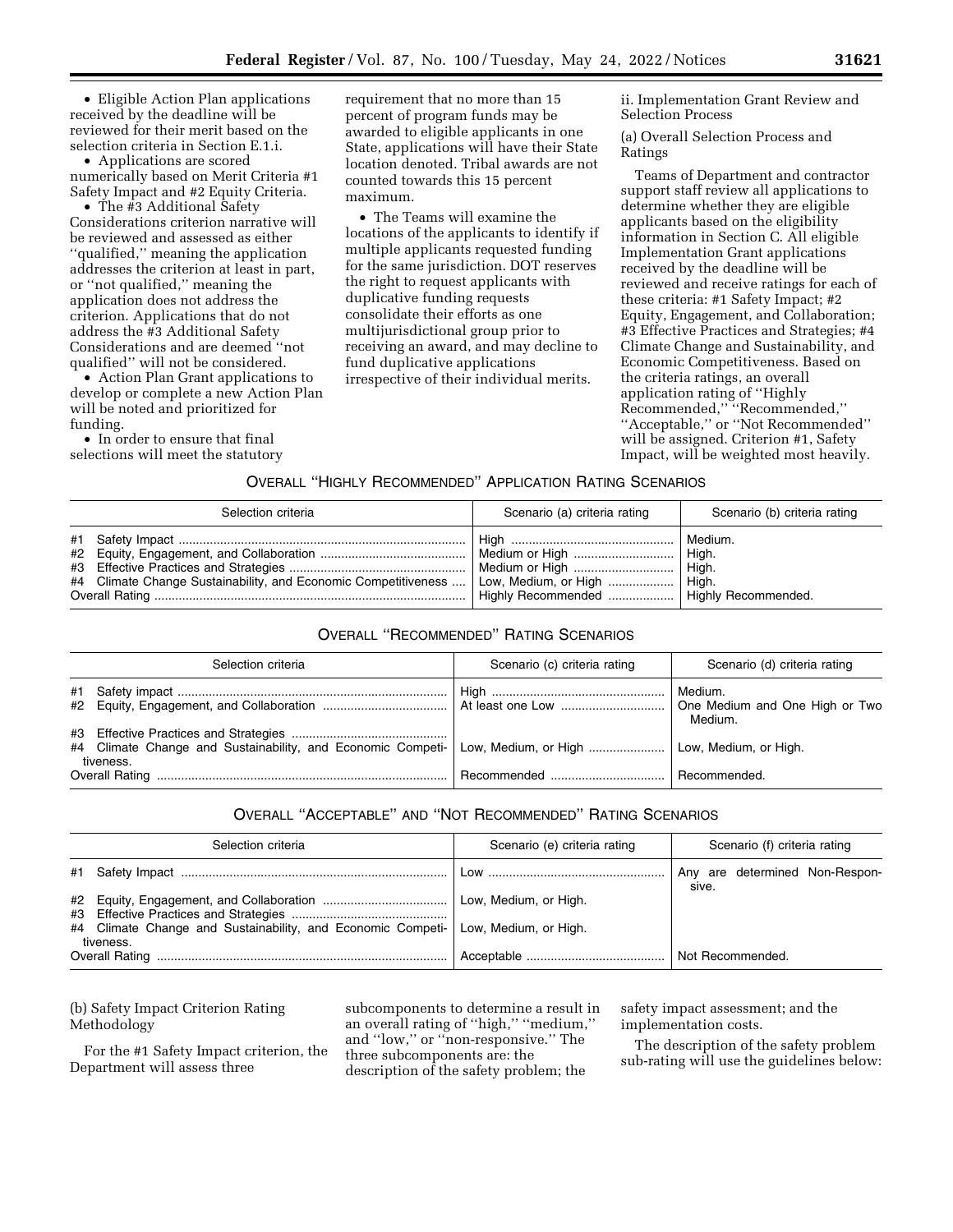- Eligible Action Plan applications received by the deadline will be reviewed for their merit based on the selection criteria in Section E.1.i.
- Applications are scored numerically based on Merit Criteria #1 Safety Impact and #2 Equity Criteria.
- The #3 Additional Safety Considerations criterion narrative will be reviewed and assessed as either ''qualified,'' meaning the application addresses the criterion at least in part, or ''not qualified,'' meaning the application does not address the criterion. Applications that do not address the #3 Additional Safety Considerations and are deemed ''not qualified'' will not be considered.
- Action Plan Grant applications to develop or complete a new Action Plan will be noted and prioritized for funding.
- In order to ensure that final selections will meet the statutory requirement that no more than 15 percent of program funds may be awarded to eligible applicants in one State, applications will have their State location denoted. Tribal awards are not counted towards this 15 percent maximum.
- The Teams will examine the locations of the applicants to identify if multiple applicants requested funding for the same jurisdiction. DOT reserves the right to request applicants with duplicative funding requests consolidate their efforts as one multijurisdictional group prior to receiving an award, and may decline to fund duplicative applications irrespective of their individual merits.

ii. Implementation Grant Review and Selection Process

(a) Overall Selection Process and Ratings

Teams of Department and contractor support staff review all applications to determine whether they are eligible applicants based on the eligibility information in Section C. All eligible Implementation Grant applications received by the deadline will be reviewed and receive ratings for each of these criteria: #1 Safety Impact; #2 Equity, Engagement, and Collaboration; #3 Effective Practices and Strategies; #4 Climate Change and Sustainability, and Economic Competitiveness. Based on the criteria ratings, an overall application rating of ''Highly Recommended,'' ''Recommended,'' ''Acceptable,'' or ''Not Recommended'' will be assigned. Criterion #1, Safety Impact, will be weighted most heavily.

OVERALL ''HIGHLY RECOMMENDED'' APPLICATION RATING SCENARIOS

| Selection criteria | Scenario (a) criteria rating | Scenario (b) criteria rating |
|---|---|---|
| #1 Safety Impact | High | Medium. |
| #2 Equity, Engagement, and Collaboration | Medium or High | High. |
| #3 Effective Practices and Strategies | Medium or High | High. |
| #4 Climate Change Sustainability, and Economic Competitiveness | Low, Medium, or High | High. |
| Overall Rating | Highly Recommended | Highly Recommended. |

OVERALL ''RECOMMENDED'' RATING SCENARIOS

| Selection criteria | Scenario (c) criteria rating | Scenario (d) criteria rating |
|---|---|---|
| #1 Safety impact | High | Medium. |
| #2 Equity, Engagement, and Collaboration<br>#3 Effective Practices and Strategies | At least one Low | One Medium and One High or Two Medium. |
| #4 Climate Change and Sustainability, and Economic Competitiveness. | Low, Medium, or High | Low, Medium, or High. |
| Overall Rating | Recommended | Recommended. |

OVERALL ''ACCEPTABLE'' AND ''NOT RECOMMENDED'' RATING SCENARIOS

| Selection criteria | Scenario (e) criteria rating | Scenario (f) criteria rating |
|---|---|---|
| #1 Safety Impact | Low | Any are determined Non-Responsive. |
| #2 Equity, Engagement, and Collaboration<br>#3 Effective Practices and Strategies | Low, Medium, or High. | |
| #4 Climate Change and Sustainability, and Economic Competitiveness. | Low, Medium, or High. | |
| Overall Rating | Acceptable | Not Recommended. |

(b) Safety Impact Criterion Rating Methodology

For the #1 Safety Impact criterion, the Department will assess three subcomponents to determine a result in an overall rating of ''high,'' ''medium,'' and ''low,'' or ''non-responsive.'' The three subcomponents are: the description of the safety problem; the safety impact assessment; and the implementation costs.

The description of the safety problem sub-rating will use the guidelines below: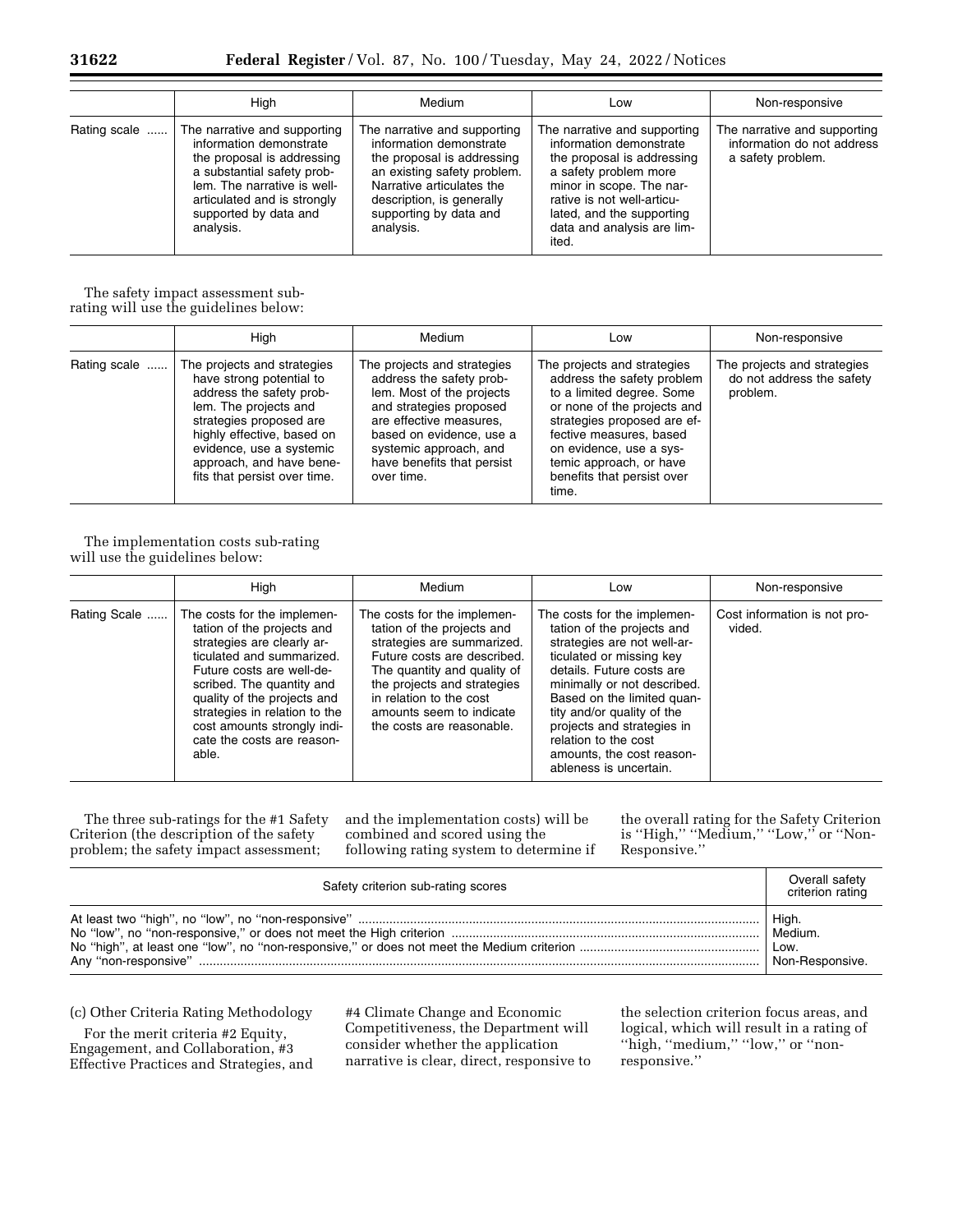| | High | Medium | Low | Non-responsive |
|---|---|---|---|---|
| Rating scale | The narrative and supporting information demonstrate the proposal is addressing a substantial safety problem. The narrative is well-articulated and is strongly supported by data and analysis. | The narrative and supporting information demonstrate the proposal is addressing an existing safety problem. Narrative articulates the description, is generally supporting by data and analysis. | The narrative and supporting information demonstrate the proposal is addressing a safety problem more minor in scope. The narrative is not well-articulated, and the supporting data and analysis are limited. | The narrative and supporting information do not address a safety problem. |

The safety impact assessment sub-rating will use the guidelines below:

| | High | Medium | Low | Non-responsive |
|---|---|---|---|---|
| Rating scale | The projects and strategies have strong potential to address the safety problem. The projects and strategies proposed are highly effective, based on evidence, use a systemic approach, and have benefits that persist over time. | The projects and strategies address the safety problem. Most of the projects and strategies proposed are effective measures, based on evidence, use a systemic approach, and have benefits that persist over time. | The projects and strategies address the safety problem to a limited degree. Some or none of the projects and strategies proposed are effective measures, based on evidence, use a systemic approach, or have benefits that persist over time. | The projects and strategies do not address the safety problem. |

The implementation costs sub-rating will use the guidelines below:

| | High | Medium | Low | Non-responsive |
|---|---|---|---|---|
| Rating Scale | The costs for the implementation of the projects and strategies are clearly articulated and summarized. Future costs are well-described. The quantity and quality of the projects and strategies in relation to the cost amounts strongly indicate the costs are reasonable. | The costs for the implementation of the projects and strategies are summarized. Future costs are described. The quantity and quality of the projects and strategies in relation to the cost amounts seem to indicate the costs are reasonable. | The costs for the implementation of the projects and strategies are not well-articulated or missing key details. Future costs are minimally or not described. Based on the limited quantity and/or quality of the projects and strategies in relation to the cost amounts, the cost reasonableness is uncertain. | Cost information is not provided. |

The three sub-ratings for the #1 Safety Criterion (the description of the safety problem; the safety impact assessment; and the implementation costs) will be combined and scored using the following rating system to determine if the overall rating for the Safety Criterion is ''High,'' ''Medium,'' ''Low,'' or ''Non-Responsive.''

| Safety criterion sub-rating scores | Overall safety criterion rating |
|---|---|
| At least two "high", no "low", no "non-responsive" | High. |
| No "low", no "non-responsive," or does not meet the High criterion | Medium. |
| No "high", at least one "low", no "non-responsive," or does not meet the Medium criterion | Low. |
| Any "non-responsive" | Non-Responsive. |

(c) Other Criteria Rating Methodology

For the merit criteria #2 Equity, Engagement, and Collaboration, #3 Effective Practices and Strategies, and #4 Climate Change and Economic Competitiveness, the Department will consider whether the application narrative is clear, direct, responsive to the selection criterion focus areas, and logical, which will result in a rating of ''high, ''medium,'' ''low,'' or ''non-responsive.''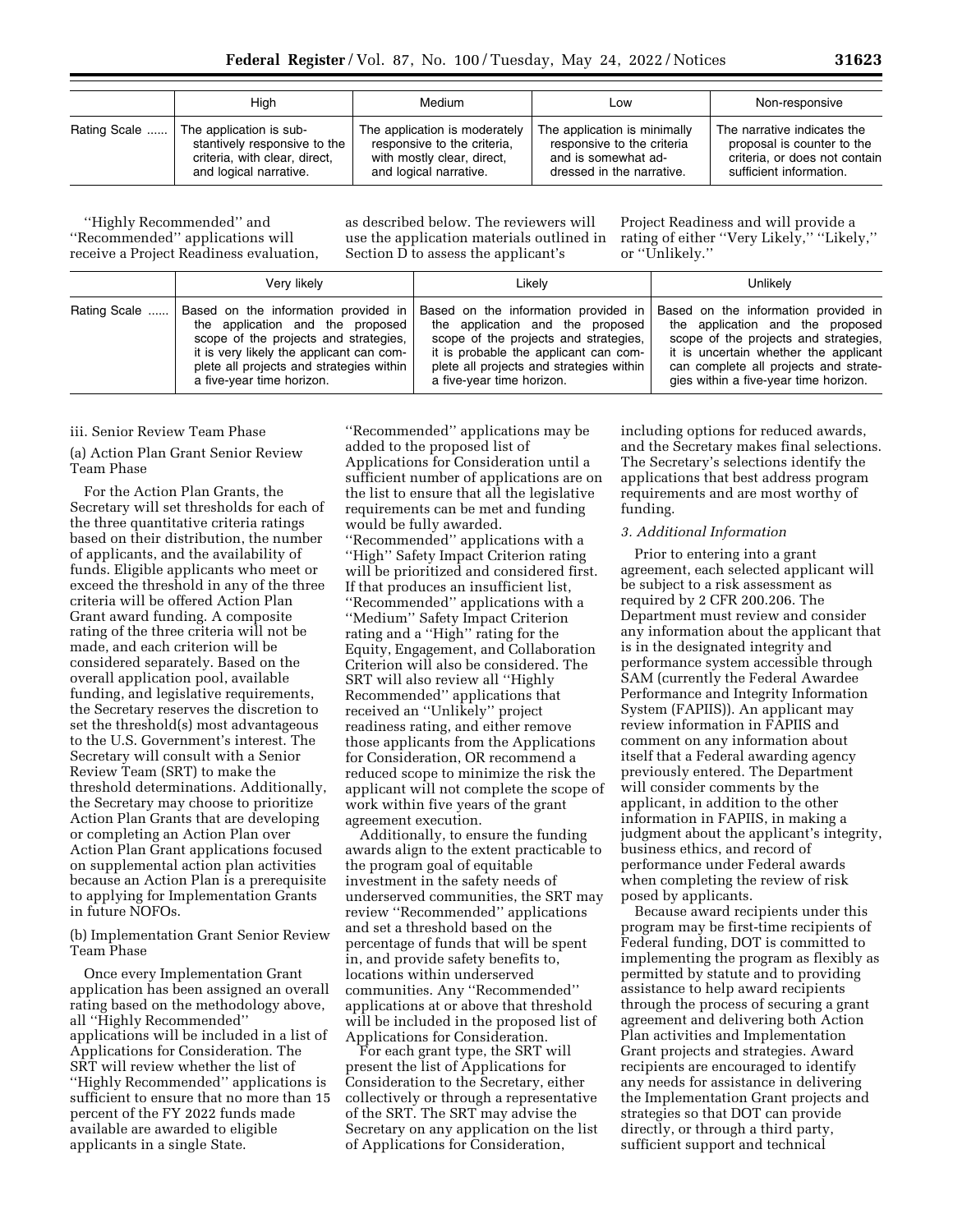| | High | Medium | Low | Non-responsive |
|---|---|---|---|---|
| Rating Scale | The application is substantively responsive to the criteria, with clear, direct, and logical narrative. | The application is moderately responsive to the criteria, with mostly clear, direct, and logical narrative. | The application is minimally responsive to the criteria and is somewhat addressed in the narrative. | The narrative indicates the proposal is counter to the criteria, or does not contain sufficient information. |

"Highly Recommended" and "Recommended" applications will receive a Project Readiness evaluation, as described below. The reviewers will use the application materials outlined in Section D to assess the applicant's Project Readiness and will provide a rating of either "Very Likely," "Likely," or "Unlikely."

| | Very likely | Likely | Unlikely |
|---|---|---|---|
| Rating Scale | Based on the information provided in the application and the proposed scope of the projects and strategies, it is very likely the applicant can complete all projects and strategies within a five-year time horizon. | Based on the information provided in the application and the proposed scope of the projects and strategies, it is probable the applicant can complete all projects and strategies within a five-year time horizon. | Based on the information provided in the application and the proposed scope of the projects and strategies, it is uncertain whether the applicant can complete all projects and strategies within a five-year time horizon. |

iii. Senior Review Team Phase

(a) Action Plan Grant Senior Review Team Phase

For the Action Plan Grants, the Secretary will set thresholds for each of the three quantitative criteria ratings based on their distribution, the number of applicants, and the availability of funds. Eligible applicants who meet or exceed the threshold in any of the three criteria will be offered Action Plan Grant award funding. A composite rating of the three criteria will not be made, and each criterion will be considered separately. Based on the overall application pool, available funding, and legislative requirements, the Secretary reserves the discretion to set the threshold(s) most advantageous to the U.S. Government's interest. The Secretary will consult with a Senior Review Team (SRT) to make the threshold determinations. Additionally, the Secretary may choose to prioritize Action Plan Grants that are developing or completing an Action Plan over Action Plan Grant applications focused on supplemental action plan activities because an Action Plan is a prerequisite to applying for Implementation Grants in future NOFOs.

(b) Implementation Grant Senior Review Team Phase

Once every Implementation Grant application has been assigned an overall rating based on the methodology above, all "Highly Recommended" applications will be included in a list of Applications for Consideration. The SRT will review whether the list of "Highly Recommended" applications is sufficient to ensure that no more than 15 percent of the FY 2022 funds made available are awarded to eligible applicants in a single State. "Recommended" applications may be added to the proposed list of Applications for Consideration until a sufficient number of applications are on the list to ensure that all the legislative requirements can be met and funding would be fully awarded. "Recommended" applications with a "High" Safety Impact Criterion rating will be prioritized and considered first. If that produces an insufficient list, "Recommended" applications with a "Medium" Safety Impact Criterion rating and a "High" rating for the Equity, Engagement, and Collaboration Criterion will also be considered. The SRT will also review all "Highly Recommended" applications that received an "Unlikely" project readiness rating, and either remove those applicants from the Applications for Consideration, OR recommend a reduced scope to minimize the risk the applicant will not complete the scope of work within five years of the grant agreement execution.

Additionally, to ensure the funding awards align to the extent practicable to the program goal of equitable investment in the safety needs of underserved communities, the SRT may review "Recommended" applications and set a threshold based on the percentage of funds that will be spent in, and provide safety benefits to, locations within underserved communities. Any "Recommended" applications at or above that threshold will be included in the proposed list of Applications for Consideration.

For each grant type, the SRT will present the list of Applications for Consideration to the Secretary, either collectively or through a representative of the SRT. The SRT may advise the Secretary on any application on the list of Applications for Consideration, including options for reduced awards, and the Secretary makes final selections. The Secretary's selections identify the applications that best address program requirements and are most worthy of funding.

*3. Additional Information*

Prior to entering into a grant agreement, each selected applicant will be subject to a risk assessment as required by 2 CFR 200.206. The Department must review and consider any information about the applicant that is in the designated integrity and performance system accessible through SAM (currently the Federal Awardee Performance and Integrity Information System (FAPIIS)). An applicant may review information in FAPIIS and comment on any information about itself that a Federal awarding agency previously entered. The Department will consider comments by the applicant, in addition to the other information in FAPIIS, in making a judgment about the applicant's integrity, business ethics, and record of performance under Federal awards when completing the review of risk posed by applicants.

Because award recipients under this program may be first-time recipients of Federal funding, DOT is committed to implementing the program as flexibly as permitted by statute and to providing assistance to help award recipients through the process of securing a grant agreement and delivering both Action Plan activities and Implementation Grant projects and strategies. Award recipients are encouraged to identify any needs for assistance in delivering the Implementation Grant projects and strategies so that DOT can provide directly, or through a third party, sufficient support and technical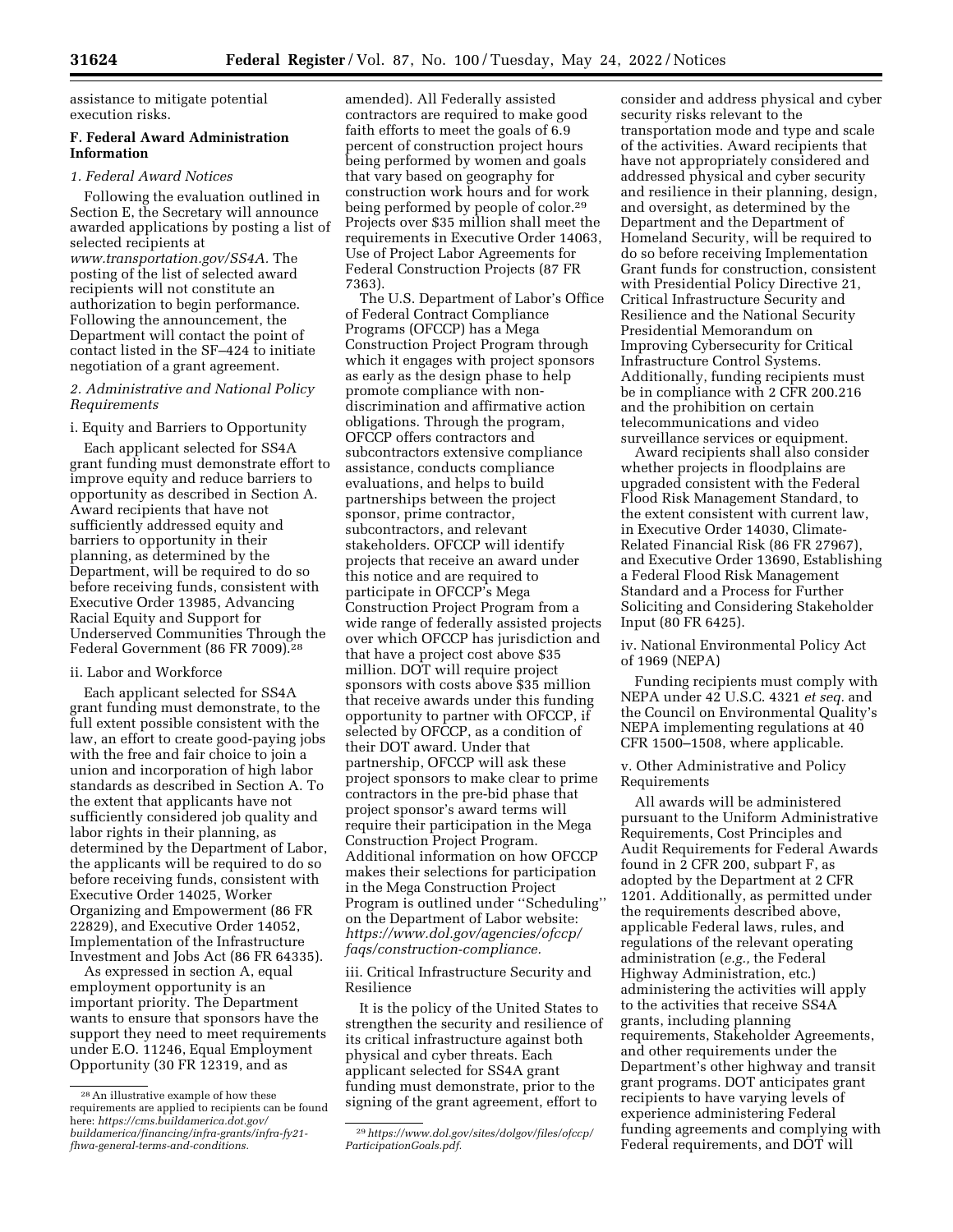assistance to mitigate potential execution risks.

### F. Federal Award Administration Information

*1. Federal Award Notices*

Following the evaluation outlined in Section E, the Secretary will announce awarded applications by posting a list of selected recipients at *www.transportation.gov/SS4A.* The posting of the list of selected award recipients will not constitute an authorization to begin performance. Following the announcement, the Department will contact the point of contact listed in the SF–424 to initiate negotiation of a grant agreement.

*2. Administrative and National Policy Requirements*

i. Equity and Barriers to Opportunity

Each applicant selected for SS4A grant funding must demonstrate effort to improve equity and reduce barriers to opportunity as described in Section A. Award recipients that have not sufficiently addressed equity and barriers to opportunity in their planning, as determined by the Department, will be required to do so before receiving funds, consistent with Executive Order 13985, Advancing Racial Equity and Support for Underserved Communities Through the Federal Government (86 FR 7009).[28]

ii. Labor and Workforce

Each applicant selected for SS4A grant funding must demonstrate, to the full extent possible consistent with the law, an effort to create good-paying jobs with the free and fair choice to join a union and incorporation of high labor standards as described in Section A. To the extent that applicants have not sufficiently considered job quality and labor rights in their planning, as determined by the Department of Labor, the applicants will be required to do so before receiving funds, consistent with Executive Order 14025, Worker Organizing and Empowerment (86 FR 22829), and Executive Order 14052, Implementation of the Infrastructure Investment and Jobs Act (86 FR 64335).

As expressed in section A, equal employment opportunity is an important priority. The Department wants to ensure that sponsors have the support they need to meet requirements under E.O. 11246, Equal Employment Opportunity (30 FR 12319, and as amended). All Federally assisted contractors are required to make good faith efforts to meet the goals of 6.9 percent of construction project hours being performed by women and goals that vary based on geography for construction work hours and for work being performed by people of color.[29] Projects over $35 million shall meet the requirements in Executive Order 14063, Use of Project Labor Agreements for Federal Construction Projects (87 FR 7363).

The U.S. Department of Labor's Office of Federal Contract Compliance Programs (OFCCP) has a Mega Construction Project Program through which it engages with project sponsors as early as the design phase to help promote compliance with non-discrimination and affirmative action obligations. Through the program, OFCCP offers contractors and subcontractors extensive compliance assistance, conducts compliance evaluations, and helps to build partnerships between the project sponsor, prime contractor, subcontractors, and relevant stakeholders. OFCCP will identify projects that receive an award under this notice and are required to participate in OFCCP's Mega Construction Project Program from a wide range of federally assisted projects over which OFCCP has jurisdiction and that have a project cost above $35 million. DOT will require project sponsors with costs above $35 million that receive awards under this funding opportunity to partner with OFCCP, if selected by OFCCP, as a condition of their DOT award. Under that partnership, OFCCP will ask these project sponsors to make clear to prime contractors in the pre-bid phase that project sponsor's award terms will require their participation in the Mega Construction Project Program. Additional information on how OFCCP makes their selections for participation in the Mega Construction Project Program is outlined under ''Scheduling'' on the Department of Labor website: *https://www.dol.gov/agencies/ofccp/faqs/construction-compliance.*

iii. Critical Infrastructure Security and Resilience

It is the policy of the United States to strengthen the security and resilience of its critical infrastructure against both physical and cyber threats. Each applicant selected for SS4A grant funding must demonstrate, prior to the signing of the grant agreement, effort to consider and address physical and cyber security risks relevant to the transportation mode and type and scale of the activities. Award recipients that have not appropriately considered and addressed physical and cyber security and resilience in their planning, design, and oversight, as determined by the Department and the Department of Homeland Security, will be required to do so before receiving Implementation Grant funds for construction, consistent with Presidential Policy Directive 21, Critical Infrastructure Security and Resilience and the National Security Presidential Memorandum on Improving Cybersecurity for Critical Infrastructure Control Systems. Additionally, funding recipients must be in compliance with 2 CFR 200.216 and the prohibition on certain telecommunications and video surveillance services or equipment.

Award recipients shall also consider whether projects in floodplains are upgraded consistent with the Federal Flood Risk Management Standard, to the extent consistent with current law, in Executive Order 14030, Climate-Related Financial Risk (86 FR 27967), and Executive Order 13690, Establishing a Federal Flood Risk Management Standard and a Process for Further Soliciting and Considering Stakeholder Input (80 FR 6425).

iv. National Environmental Policy Act of 1969 (NEPA)

Funding recipients must comply with NEPA under 42 U.S.C. 4321 *et seq.* and the Council on Environmental Quality's NEPA implementing regulations at 40 CFR 1500–1508, where applicable.

v. Other Administrative and Policy Requirements

All awards will be administered pursuant to the Uniform Administrative Requirements, Cost Principles and Audit Requirements for Federal Awards found in 2 CFR 200, subpart F, as adopted by the Department at 2 CFR 1201. Additionally, as permitted under the requirements described above, applicable Federal laws, rules, and regulations of the relevant operating administration (*e.g.,* the Federal Highway Administration, etc.) administering the activities will apply to the activities that receive SS4A grants, including planning requirements, Stakeholder Agreements, and other requirements under the Department's other highway and transit grant programs. DOT anticipates grant recipients to have varying levels of experience administering Federal funding agreements and complying with Federal requirements, and DOT will

---

[28] An illustrative example of how these requirements are applied to recipients can be found here: *https://cms.buildamerica.dot.gov/buildamerica/financing/infra-grants/infra-fy21-fhwa-general-terms-and-conditions.*

[29] *https://www.dol.gov/sites/dolgov/files/ofccp/ParticipationGoals.pdf.*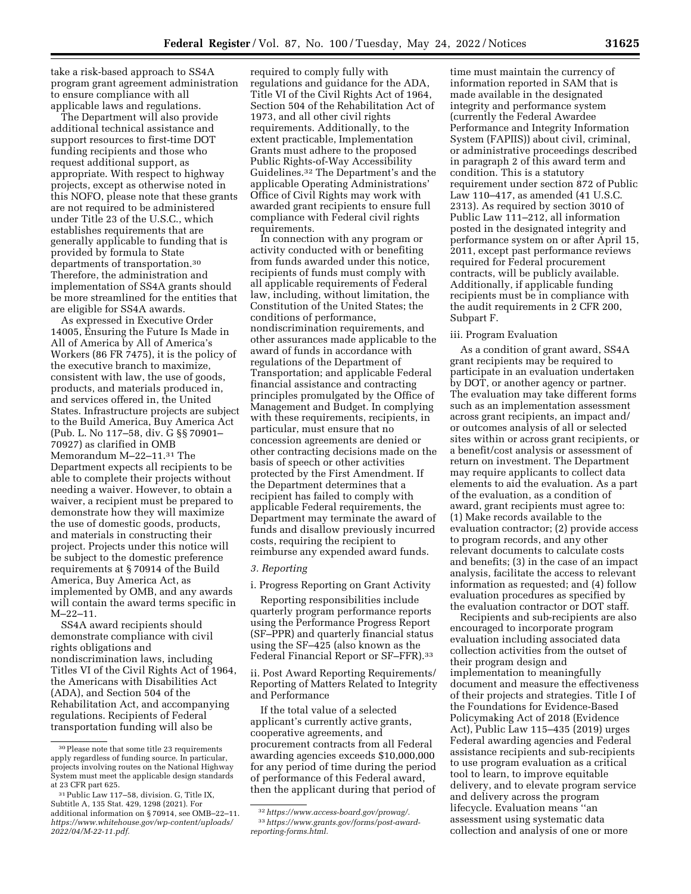take a risk-based approach to SS4A program grant agreement administration to ensure compliance with all applicable laws and regulations.

The Department will also provide additional technical assistance and support resources to first-time DOT funding recipients and those who request additional support, as appropriate. With respect to highway projects, except as otherwise noted in this NOFO, please note that these grants are not required to be administered under Title 23 of the U.S.C., which establishes requirements that are generally applicable to funding that is provided by formula to State departments of transportation.[30] Therefore, the administration and implementation of SS4A grants should be more streamlined for the entities that are eligible for SS4A awards.

As expressed in Executive Order 14005, Ensuring the Future Is Made in All of America by All of America's Workers (86 FR 7475), it is the policy of the executive branch to maximize, consistent with law, the use of goods, products, and materials produced in, and services offered in, the United States. Infrastructure projects are subject to the Build America, Buy America Act (Pub. L. No 117–58, div. G §§ 70901–70927) as clarified in OMB Memorandum M–22–11.[31] The Department expects all recipients to be able to complete their projects without needing a waiver. However, to obtain a waiver, a recipient must be prepared to demonstrate how they will maximize the use of domestic goods, products, and materials in constructing their project. Projects under this notice will be subject to the domestic preference requirements at § 70914 of the Build America, Buy America Act, as implemented by OMB, and any awards will contain the award terms specific in M–22–11.

SS4A award recipients should demonstrate compliance with civil rights obligations and nondiscrimination laws, including Titles VI of the Civil Rights Act of 1964, the Americans with Disabilities Act (ADA), and Section 504 of the Rehabilitation Act, and accompanying regulations. Recipients of Federal transportation funding will also be required to comply fully with regulations and guidance for the ADA, Title VI of the Civil Rights Act of 1964, Section 504 of the Rehabilitation Act of 1973, and all other civil rights requirements. Additionally, to the extent practicable, Implementation Grants must adhere to the proposed Public Rights-of-Way Accessibility Guidelines.[32] The Department's and the applicable Operating Administrations' Office of Civil Rights may work with awarded grant recipients to ensure full compliance with Federal civil rights requirements.

In connection with any program or activity conducted with or benefiting from funds awarded under this notice, recipients of funds must comply with all applicable requirements of Federal law, including, without limitation, the Constitution of the United States; the conditions of performance, nondiscrimination requirements, and other assurances made applicable to the award of funds in accordance with regulations of the Department of Transportation; and applicable Federal financial assistance and contracting principles promulgated by the Office of Management and Budget. In complying with these requirements, recipients, in particular, must ensure that no concession agreements are denied or other contracting decisions made on the basis of speech or other activities protected by the First Amendment. If the Department determines that a recipient has failed to comply with applicable Federal requirements, the Department may terminate the award of funds and disallow previously incurred costs, requiring the recipient to reimburse any expended award funds.

### *3. Reporting*

i. Progress Reporting on Grant Activity

Reporting responsibilities include quarterly program performance reports using the Performance Progress Report (SF–PPR) and quarterly financial status using the SF–425 (also known as the Federal Financial Report or SF–FFR).[33]

ii. Post Award Reporting Requirements/Reporting of Matters Related to Integrity and Performance

If the total value of a selected applicant's currently active grants, cooperative agreements, and procurement contracts from all Federal awarding agencies exceeds $10,000,000 for any period of time during the period of performance of this Federal award, then the applicant during that period of time must maintain the currency of information reported in SAM that is made available in the designated integrity and performance system (currently the Federal Awardee Performance and Integrity Information System (FAPIIS)) about civil, criminal, or administrative proceedings described in paragraph 2 of this award term and condition. This is a statutory requirement under section 872 of Public Law 110–417, as amended (41 U.S.C. 2313). As required by section 3010 of Public Law 111–212, all information posted in the designated integrity and performance system on or after April 15, 2011, except past performance reviews required for Federal procurement contracts, will be publicly available. Additionally, if applicable funding recipients must be in compliance with the audit requirements in 2 CFR 200, Subpart F.

iii. Program Evaluation

As a condition of grant award, SS4A grant recipients may be required to participate in an evaluation undertaken by DOT, or another agency or partner. The evaluation may take different forms such as an implementation assessment across grant recipients, an impact and/or outcomes analysis of all or selected sites within or across grant recipients, or a benefit/cost analysis or assessment of return on investment. The Department may require applicants to collect data elements to aid the evaluation. As a part of the evaluation, as a condition of award, grant recipients must agree to: (1) Make records available to the evaluation contractor; (2) provide access to program records, and any other relevant documents to calculate costs and benefits; (3) in the case of an impact analysis, facilitate the access to relevant information as requested; and (4) follow evaluation procedures as specified by the evaluation contractor or DOT staff.

Recipients and sub-recipients are also encouraged to incorporate program evaluation including associated data collection activities from the outset of their program design and implementation to meaningfully document and measure the effectiveness of their projects and strategies. Title I of the Foundations for Evidence-Based Policymaking Act of 2018 (Evidence Act), Public Law 115–435 (2019) urges Federal awarding agencies and Federal assistance recipients and sub-recipients to use program evaluation as a critical tool to learn, to improve equitable delivery, and to elevate program service and delivery across the program lifecycle. Evaluation means "an assessment using systematic data collection and analysis of one or more

---

[30] Please note that some title 23 requirements apply regardless of funding source. In particular, projects involving routes on the National Highway System must meet the applicable design standards at 23 CFR part 625.

[31] Public Law 117–58, division. G, Title IX, Subtitle A, 135 Stat. 429, 1298 (2021). For additional information on § 70914, see OMB–22–11. *https://www.whitehouse.gov/wp-content/uploads/2022/04/M-22-11.pdf.*

[32] *https://www.access-board.gov/prowag/.*

[33] *https://www.grants.gov/forms/post-award-reporting-forms.html.*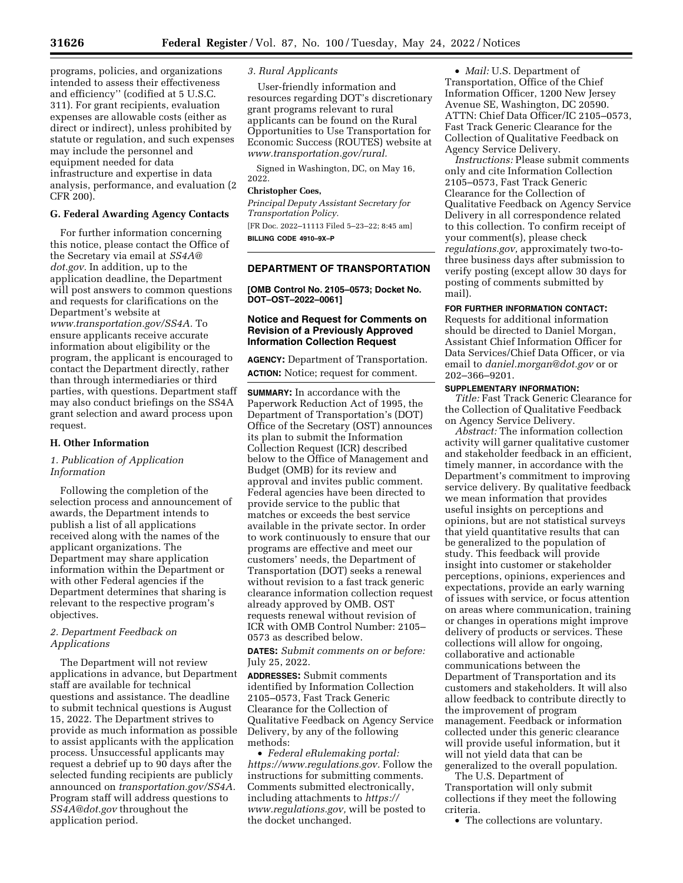programs, policies, and organizations intended to assess their effectiveness and efficiency'' (codified at 5 U.S.C. 311). For grant recipients, evaluation expenses are allowable costs (either as direct or indirect), unless prohibited by statute or regulation, and such expenses may include the personnel and equipment needed for data infrastructure and expertise in data analysis, performance, and evaluation (2 CFR 200).

### G. Federal Awarding Agency Contacts

For further information concerning this notice, please contact the Office of the Secretary via email at *SS4A@dot.gov.* In addition, up to the application deadline, the Department will post answers to common questions and requests for clarifications on the Department's website at *www.transportation.gov/SS4A.* To ensure applicants receive accurate information about eligibility or the program, the applicant is encouraged to contact the Department directly, rather than through intermediaries or third parties, with questions. Department staff may also conduct briefings on the SS4A grant selection and award process upon request.

### H. Other Information

#### *1. Publication of Application Information*

Following the completion of the selection process and announcement of awards, the Department intends to publish a list of all applications received along with the names of the applicant organizations. The Department may share application information within the Department or with other Federal agencies if the Department determines that sharing is relevant to the respective program's objectives.

#### *2. Department Feedback on Applications*

The Department will not review applications in advance, but Department staff are available for technical questions and assistance. The deadline to submit technical questions is August 15, 2022. The Department strives to provide as much information as possible to assist applicants with the application process. Unsuccessful applicants may request a debrief up to 90 days after the selected funding recipients are publicly announced on *transportation.gov/SS4A.* Program staff will address questions to *SS4A@dot.gov* throughout the application period.

#### *3. Rural Applicants*

User-friendly information and resources regarding DOT's discretionary grant programs relevant to rural applicants can be found on the Rural Opportunities to Use Transportation for Economic Success (ROUTES) website at *www.transportation.gov/rural.*

Signed in Washington, DC, on May 16, 2022.

**Christopher Coes,**

*Principal Deputy Assistant Secretary for Transportation Policy.*

[FR Doc. 2022–11113 Filed 5–23–22; 8:45 am]

**BILLING CODE 4910–9X–P**

---

## DEPARTMENT OF TRANSPORTATION

**[OMB Control No. 2105–0573; Docket No. DOT–OST–2022–0061]**

### Notice and Request for Comments on Revision of a Previously Approved Information Collection Request

**AGENCY:** Department of Transportation.

**ACTION:** Notice; request for comment.

**SUMMARY:** In accordance with the Paperwork Reduction Act of 1995, the Department of Transportation's (DOT) Office of the Secretary (OST) announces its plan to submit the Information Collection Request (ICR) described below to the Office of Management and Budget (OMB) for its review and approval and invites public comment. Federal agencies have been directed to provide service to the public that matches or exceeds the best service available in the private sector. In order to work continuously to ensure that our programs are effective and meet our customers' needs, the Department of Transportation (DOT) seeks a renewal without revision to a fast track generic clearance information collection request already approved by OMB. OST requests renewal without revision of ICR with OMB Control Number: 2105–0573 as described below.

**DATES:** *Submit comments on or before:* July 25, 2022.

**ADDRESSES:** Submit comments identified by Information Collection 2105–0573, Fast Track Generic Clearance for the Collection of Qualitative Feedback on Agency Service Delivery, by any of the following methods:

- *Federal eRulemaking portal: https://www.regulations.gov.* Follow the instructions for submitting comments. Comments submitted electronically, including attachments to *https://www.regulations.gov,* will be posted to the docket unchanged.
- *Mail:* U.S. Department of Transportation, Office of the Chief Information Officer, 1200 New Jersey Avenue SE, Washington, DC 20590. ATTN: Chief Data Officer/IC 2105–0573, Fast Track Generic Clearance for the Collection of Qualitative Feedback on Agency Service Delivery.

*Instructions:* Please submit comments only and cite Information Collection 2105–0573, Fast Track Generic Clearance for the Collection of Qualitative Feedback on Agency Service Delivery in all correspondence related to this collection. To confirm receipt of your comment(s), please check *regulations.gov,* approximately two-to-three business days after submission to verify posting (except allow 30 days for posting of comments submitted by mail).

**FOR FURTHER INFORMATION CONTACT:** Requests for additional information should be directed to Daniel Morgan, Assistant Chief Information Officer for Data Services/Chief Data Officer, or via email to *daniel.morgan@dot.gov* or or 202–366–9201.

**SUPPLEMENTARY INFORMATION:**

*Title:* Fast Track Generic Clearance for the Collection of Qualitative Feedback on Agency Service Delivery.

*Abstract:* The information collection activity will garner qualitative customer and stakeholder feedback in an efficient, timely manner, in accordance with the Department's commitment to improving service delivery. By qualitative feedback we mean information that provides useful insights on perceptions and opinions, but are not statistical surveys that yield quantitative results that can be generalized to the population of study. This feedback will provide insight into customer or stakeholder perceptions, opinions, experiences and expectations, provide an early warning of issues with service, or focus attention on areas where communication, training or changes in operations might improve delivery of products or services. These collections will allow for ongoing, collaborative and actionable communications between the Department of Transportation and its customers and stakeholders. It will also allow feedback to contribute directly to the improvement of program management. Feedback or information collected under this generic clearance will provide useful information, but it will not yield data that can be generalized to the overall population.

The U.S. Department of Transportation will only submit collections if they meet the following criteria.

- The collections are voluntary.